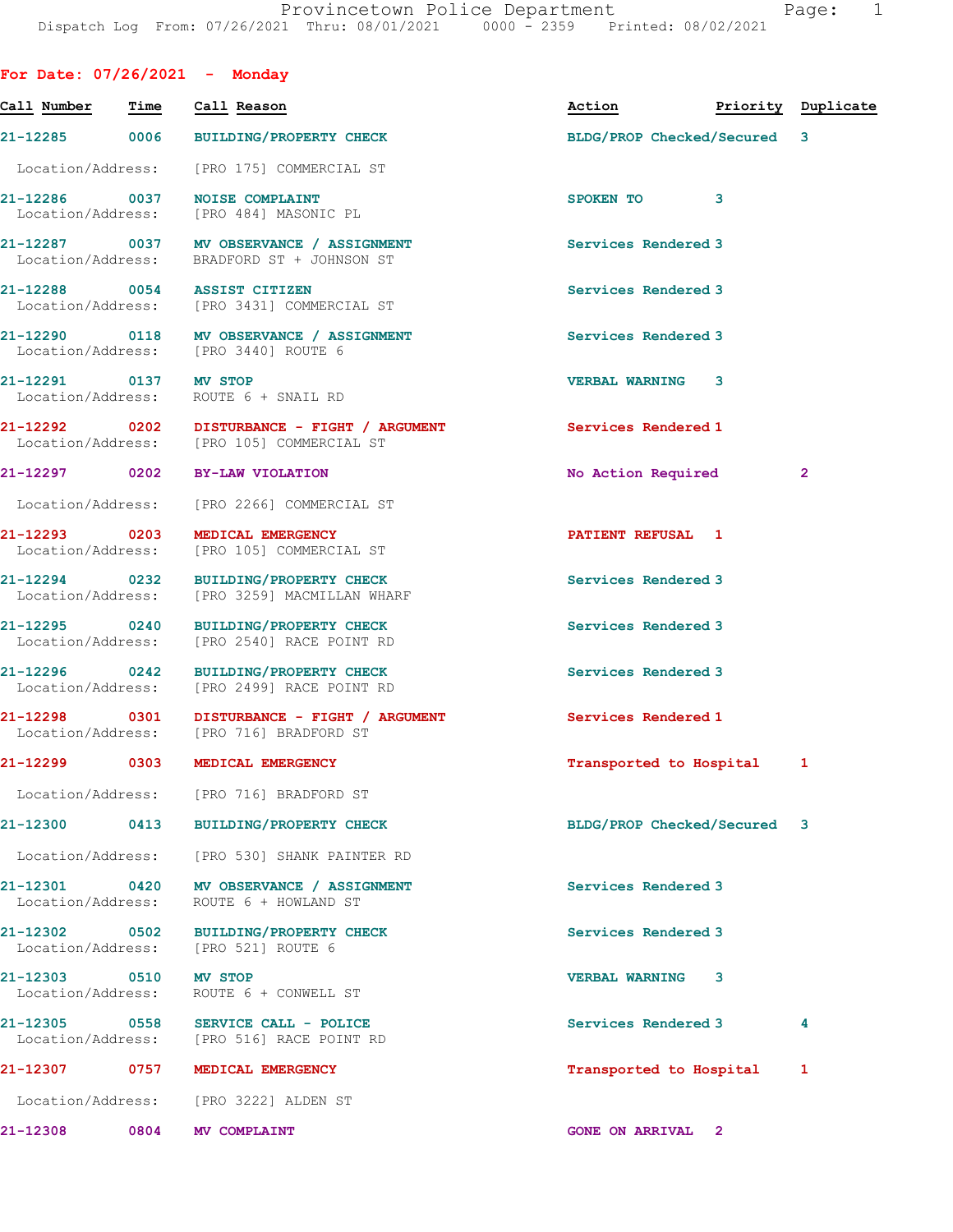Dispatch Log From: 07/26/2021 Thru: 08/01/2021 0000 - 2359 Printed: 08/02/2021

## For Date: 07/26/2021 - Monday

| Call Number | Time | Call Reason | Action | Priority | Duplicate |
|---|---|---|---|---|---|
| 21-12285 | 0006 | BUILDING/PROPERTY CHECK | BLDG/PROP Checked/Secured | 3 | |
| Location/Address: | | [PRO 175] COMMERCIAL ST | | | |
| 21-12286 | 0037 | NOISE COMPLAINT | SPOKEN TO | 3 | |
| Location/Address: | | [PRO 484] MASONIC PL | | | |
| 21-12287 | 0037 | MV OBSERVANCE / ASSIGNMENT | Services Rendered | 3 | |
| Location/Address: | | BRADFORD ST + JOHNSON ST | | | |
| 21-12288 | 0054 | ASSIST CITIZEN | Services Rendered | 3 | |
| Location/Address: | | [PRO 3431] COMMERCIAL ST | | | |
| 21-12290 | 0118 | MV OBSERVANCE / ASSIGNMENT | Services Rendered | 3 | |
| Location/Address: | | [PRO 3440] ROUTE 6 | | | |
| 21-12291 | 0137 | MV STOP | VERBAL WARNING | 3 | |
| Location/Address: | | ROUTE 6 + SNAIL RD | | | |
| 21-12292 | 0202 | DISTURBANCE - FIGHT / ARGUMENT | Services Rendered | 1 | |
| Location/Address: | | [PRO 105] COMMERCIAL ST | | | |
| 21-12297 | 0202 | BY-LAW VIOLATION | No Action Required | 2 | |
| Location/Address: | | [PRO 2266] COMMERCIAL ST | | | |
| 21-12293 | 0203 | MEDICAL EMERGENCY | PATIENT REFUSAL | 1 | |
| Location/Address: | | [PRO 105] COMMERCIAL ST | | | |
| 21-12294 | 0232 | BUILDING/PROPERTY CHECK | Services Rendered | 3 | |
| Location/Address: | | [PRO 3259] MACMILLAN WHARF | | | |
| 21-12295 | 0240 | BUILDING/PROPERTY CHECK | Services Rendered | 3 | |
| Location/Address: | | [PRO 2540] RACE POINT RD | | | |
| 21-12296 | 0242 | BUILDING/PROPERTY CHECK | Services Rendered | 3 | |
| Location/Address: | | [PRO 2499] RACE POINT RD | | | |
| 21-12298 | 0301 | DISTURBANCE - FIGHT / ARGUMENT | Services Rendered | 1 | |
| Location/Address: | | [PRO 716] BRADFORD ST | | | |
| 21-12299 | 0303 | MEDICAL EMERGENCY | Transported to Hospital | 1 | |
| Location/Address: | | [PRO 716] BRADFORD ST | | | |
| 21-12300 | 0413 | BUILDING/PROPERTY CHECK | BLDG/PROP Checked/Secured | 3 | |
| Location/Address: | | [PRO 530] SHANK PAINTER RD | | | |
| 21-12301 | 0420 | MV OBSERVANCE / ASSIGNMENT | Services Rendered | 3 | |
| Location/Address: | | ROUTE 6 + HOWLAND ST | | | |
| 21-12302 | 0502 | BUILDING/PROPERTY CHECK | Services Rendered | 3 | |
| Location/Address: | | [PRO 521] ROUTE 6 | | | |
| 21-12303 | 0510 | MV STOP | VERBAL WARNING | 3 | |
| Location/Address: | | ROUTE 6 + CONWELL ST | | | |
| 21-12305 | 0558 | SERVICE CALL - POLICE | Services Rendered | 3 | 4 |
| Location/Address: | | [PRO 516] RACE POINT RD | | | |
| 21-12307 | 0757 | MEDICAL EMERGENCY | Transported to Hospital | 1 | |
| Location/Address: | | [PRO 3222] ALDEN ST | | | |
| 21-12308 | 0804 | MV COMPLAINT | GONE ON ARRIVAL | 2 | |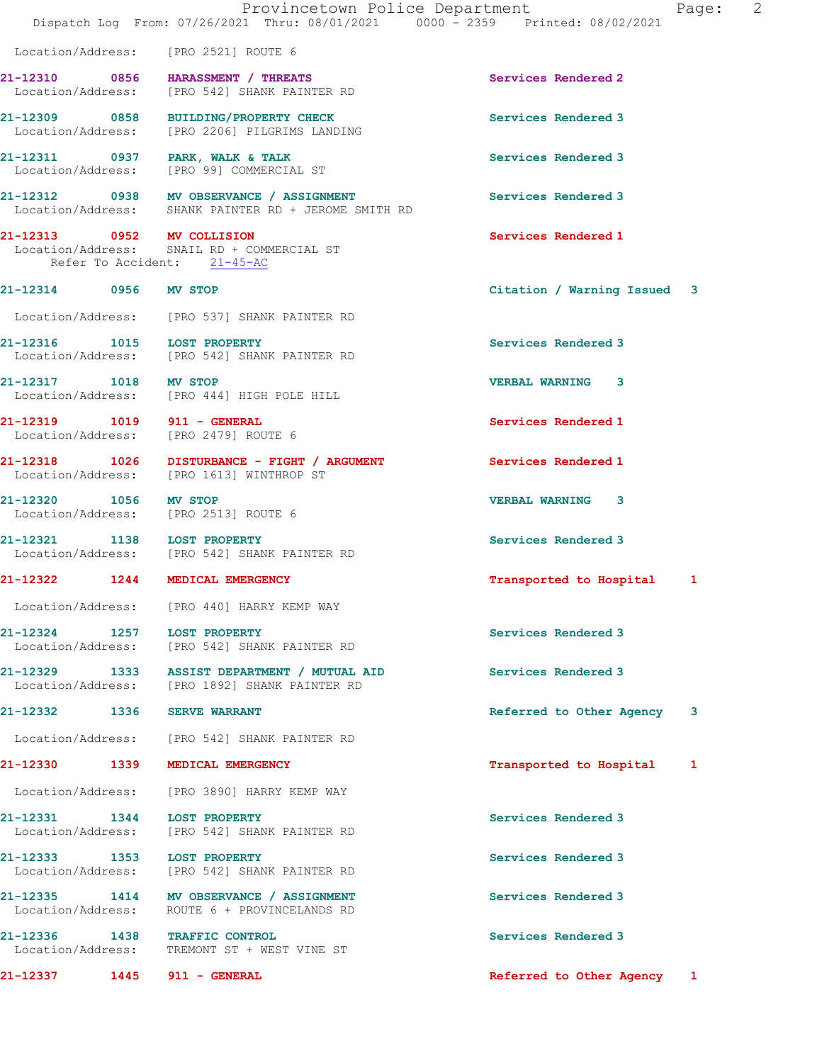Location/Address: [PRO 2521] ROUTE 6

| Call # | Time | Call Type | Disposition |
|---|---|---|---|
| 21-12310 | 0856 | HARASSMENT / THREATS | Services Rendered 2 |
| Location/Address: | | [PRO 542] SHANK PAINTER RD | |
| 21-12309 | 0858 | BUILDING/PROPERTY CHECK | Services Rendered 3 |
| Location/Address: | | [PRO 2206] PILGRIMS LANDING | |
| 21-12311 | 0937 | PARK, WALK & TALK | Services Rendered 3 |
| Location/Address: | | [PRO 99] COMMERCIAL ST | |
| 21-12312 | 0938 | MV OBSERVANCE / ASSIGNMENT | Services Rendered 3 |
| Location/Address: | | SHANK PAINTER RD + JEROME SMITH RD | |
| 21-12313 | 0952 | MV COLLISION | Services Rendered 1 |
| Location/Address: | | SNAIL RD + COMMERCIAL ST | |
| Refer To Accident: | | 21-45-AC | |
| 21-12314 | 0956 | MV STOP | Citation / Warning Issued 3 |
| Location/Address: | | [PRO 537] SHANK PAINTER RD | |
| 21-12316 | 1015 | LOST PROPERTY | Services Rendered 3 |
| Location/Address: | | [PRO 542] SHANK PAINTER RD | |
| 21-12317 | 1018 | MV STOP | VERBAL WARNING 3 |
| Location/Address: | | [PRO 444] HIGH POLE HILL | |
| 21-12319 | 1019 | 911 - GENERAL | Services Rendered 1 |
| Location/Address: | | [PRO 2479] ROUTE 6 | |
| 21-12318 | 1026 | DISTURBANCE - FIGHT / ARGUMENT | Services Rendered 1 |
| Location/Address: | | [PRO 1613] WINTHROP ST | |
| 21-12320 | 1056 | MV STOP | VERBAL WARNING 3 |
| Location/Address: | | [PRO 2513] ROUTE 6 | |
| 21-12321 | 1138 | LOST PROPERTY | Services Rendered 3 |
| Location/Address: | | [PRO 542] SHANK PAINTER RD | |
| 21-12322 | 1244 | MEDICAL EMERGENCY | Transported to Hospital 1 |
| Location/Address: | | [PRO 440] HARRY KEMP WAY | |
| 21-12324 | 1257 | LOST PROPERTY | Services Rendered 3 |
| Location/Address: | | [PRO 542] SHANK PAINTER RD | |
| 21-12329 | 1333 | ASSIST DEPARTMENT / MUTUAL AID | Services Rendered 3 |
| Location/Address: | | [PRO 1892] SHANK PAINTER RD | |
| 21-12332 | 1336 | SERVE WARRANT | Referred to Other Agency 3 |
| Location/Address: | | [PRO 542] SHANK PAINTER RD | |
| 21-12330 | 1339 | MEDICAL EMERGENCY | Transported to Hospital 1 |
| Location/Address: | | [PRO 3890] HARRY KEMP WAY | |
| 21-12331 | 1344 | LOST PROPERTY | Services Rendered 3 |
| Location/Address: | | [PRO 542] SHANK PAINTER RD | |
| 21-12333 | 1353 | LOST PROPERTY | Services Rendered 3 |
| Location/Address: | | [PRO 542] SHANK PAINTER RD | |
| 21-12335 | 1414 | MV OBSERVANCE / ASSIGNMENT | Services Rendered 3 |
| Location/Address: | | ROUTE 6 + PROVINCELANDS RD | |
| 21-12336 | 1438 | TRAFFIC CONTROL | Services Rendered 3 |
| Location/Address: | | TREMONT ST + WEST VINE ST | |
| 21-12337 | 1445 | 911 - GENERAL | Referred to Other Agency 1 |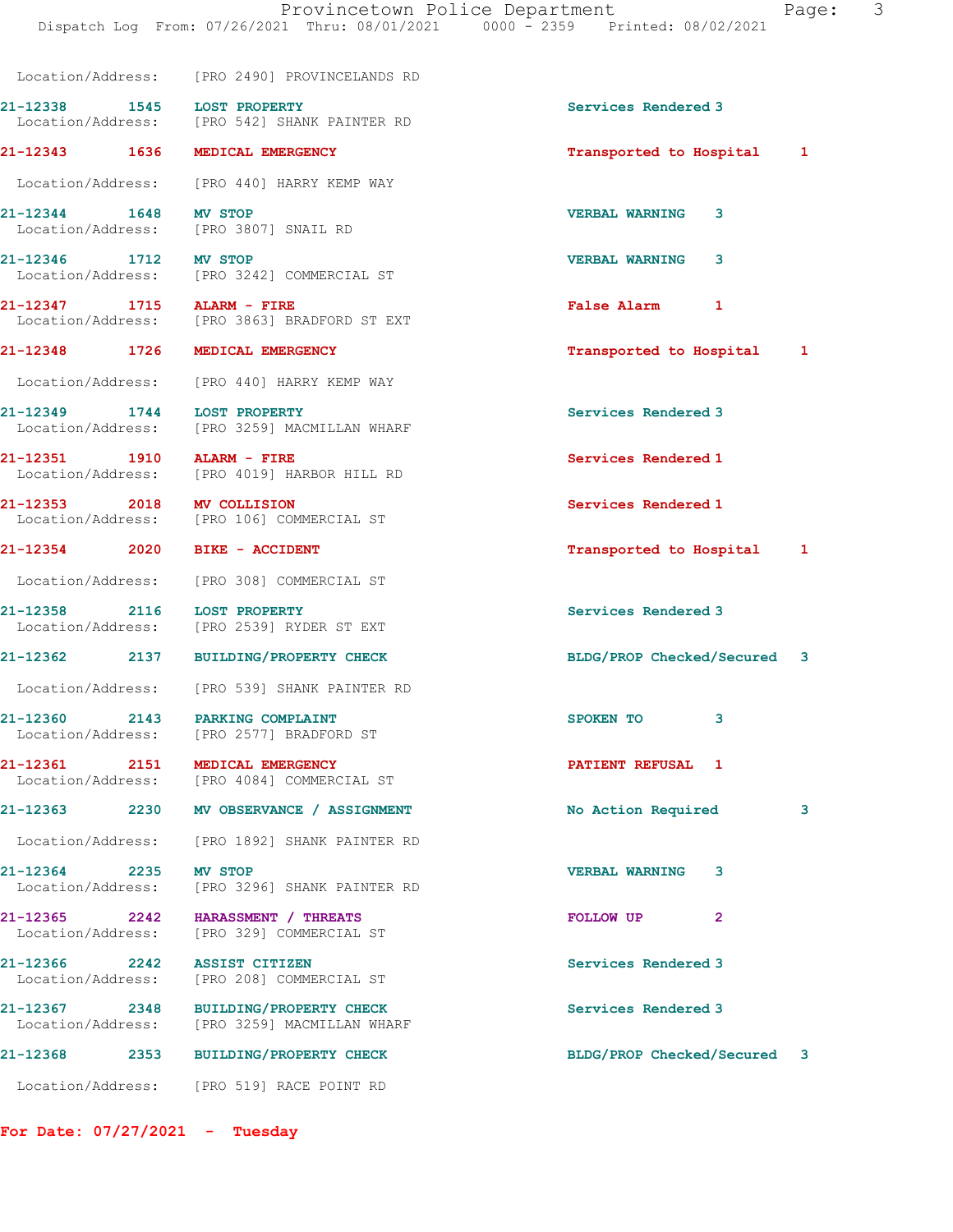Location/Address: [PRO 2490] PROVINCELANDS RD

21-12338 1545 LOST PROPERTY Services Rendered 3
Location/Address: [PRO 542] SHANK PAINTER RD

21-12343 1636 MEDICAL EMERGENCY Transported to Hospital 1
Location/Address: [PRO 440] HARRY KEMP WAY

21-12344 1648 MV STOP VERBAL WARNING 3
Location/Address: [PRO 3807] SNAIL RD

21-12346 1712 MV STOP VERBAL WARNING 3
Location/Address: [PRO 3242] COMMERCIAL ST

21-12347 1715 ALARM - FIRE False Alarm 1
Location/Address: [PRO 3863] BRADFORD ST EXT

21-12348 1726 MEDICAL EMERGENCY Transported to Hospital 1
Location/Address: [PRO 440] HARRY KEMP WAY

21-12349 1744 LOST PROPERTY Services Rendered 3
Location/Address: [PRO 3259] MACMILLAN WHARF

21-12351 1910 ALARM - FIRE Services Rendered 1
Location/Address: [PRO 4019] HARBOR HILL RD

21-12353 2018 MV COLLISION Services Rendered 1
Location/Address: [PRO 106] COMMERCIAL ST

21-12354 2020 BIKE - ACCIDENT Transported to Hospital 1
Location/Address: [PRO 308] COMMERCIAL ST

21-12358 2116 LOST PROPERTY Services Rendered 3
Location/Address: [PRO 2539] RYDER ST EXT

21-12362 2137 BUILDING/PROPERTY CHECK BLDG/PROP Checked/Secured 3
Location/Address: [PRO 539] SHANK PAINTER RD

21-12360 2143 PARKING COMPLAINT SPOKEN TO 3
Location/Address: [PRO 2577] BRADFORD ST

21-12361 2151 MEDICAL EMERGENCY PATIENT REFUSAL 1
Location/Address: [PRO 4084] COMMERCIAL ST

21-12363 2230 MV OBSERVANCE / ASSIGNMENT No Action Required 3
Location/Address: [PRO 1892] SHANK PAINTER RD

21-12364 2235 MV STOP VERBAL WARNING 3
Location/Address: [PRO 3296] SHANK PAINTER RD

21-12365 2242 HARASSMENT / THREATS FOLLOW UP 2
Location/Address: [PRO 329] COMMERCIAL ST

21-12366 2242 ASSIST CITIZEN Services Rendered 3
Location/Address: [PRO 208] COMMERCIAL ST

21-12367 2348 BUILDING/PROPERTY CHECK Services Rendered 3
Location/Address: [PRO 3259] MACMILLAN WHARF

21-12368 2353 BUILDING/PROPERTY CHECK BLDG/PROP Checked/Secured 3
Location/Address: [PRO 519] RACE POINT RD

**For Date: 07/27/2021 - Tuesday**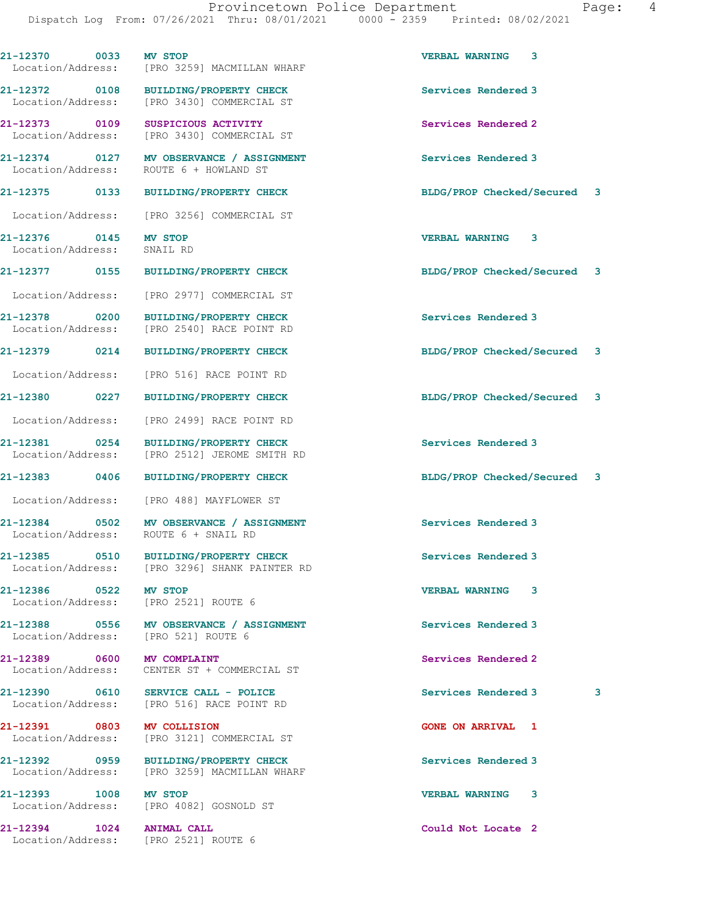| Call Number | Time | Call Reason | Action | Priority |
|---|---|---|---|---|
| 21-12370 | 0033 | MV STOP | VERBAL WARNING | 3 |
| Location/Address: | | [PRO 3259] MACMILLAN WHARF | | |
| 21-12372 | 0108 | BUILDING/PROPERTY CHECK | Services Rendered | 3 |
| Location/Address: | | [PRO 3430] COMMERCIAL ST | | |
| 21-12373 | 0109 | SUSPICIOUS ACTIVITY | Services Rendered | 2 |
| Location/Address: | | [PRO 3430] COMMERCIAL ST | | |
| 21-12374 | 0127 | MV OBSERVANCE / ASSIGNMENT | Services Rendered | 3 |
| Location/Address: | | ROUTE 6 + HOWLAND ST | | |
| 21-12375 | 0133 | BUILDING/PROPERTY CHECK | BLDG/PROP Checked/Secured | 3 |
| Location/Address: | | [PRO 3256] COMMERCIAL ST | | |
| 21-12376 | 0145 | MV STOP | VERBAL WARNING | 3 |
| Location/Address: | | SNAIL RD | | |
| 21-12377 | 0155 | BUILDING/PROPERTY CHECK | BLDG/PROP Checked/Secured | 3 |
| Location/Address: | | [PRO 2977] COMMERCIAL ST | | |
| 21-12378 | 0200 | BUILDING/PROPERTY CHECK | Services Rendered | 3 |
| Location/Address: | | [PRO 2540] RACE POINT RD | | |
| 21-12379 | 0214 | BUILDING/PROPERTY CHECK | BLDG/PROP Checked/Secured | 3 |
| Location/Address: | | [PRO 516] RACE POINT RD | | |
| 21-12380 | 0227 | BUILDING/PROPERTY CHECK | BLDG/PROP Checked/Secured | 3 |
| Location/Address: | | [PRO 2499] RACE POINT RD | | |
| 21-12381 | 0254 | BUILDING/PROPERTY CHECK | Services Rendered | 3 |
| Location/Address: | | [PRO 2512] JEROME SMITH RD | | |
| 21-12383 | 0406 | BUILDING/PROPERTY CHECK | BLDG/PROP Checked/Secured | 3 |
| Location/Address: | | [PRO 488] MAYFLOWER ST | | |
| 21-12384 | 0502 | MV OBSERVANCE / ASSIGNMENT | Services Rendered | 3 |
| Location/Address: | | ROUTE 6 + SNAIL RD | | |
| 21-12385 | 0510 | BUILDING/PROPERTY CHECK | Services Rendered | 3 |
| Location/Address: | | [PRO 3296] SHANK PAINTER RD | | |
| 21-12386 | 0522 | MV STOP | VERBAL WARNING | 3 |
| Location/Address: | | [PRO 2521] ROUTE 6 | | |
| 21-12388 | 0556 | MV OBSERVANCE / ASSIGNMENT | Services Rendered | 3 |
| Location/Address: | | [PRO 521] ROUTE 6 | | |
| 21-12389 | 0600 | MV COMPLAINT | Services Rendered | 2 |
| Location/Address: | | CENTER ST + COMMERCIAL ST | | |
| 21-12390 | 0610 | SERVICE CALL - POLICE | Services Rendered 3 | 3 |
| Location/Address: | | [PRO 516] RACE POINT RD | | |
| 21-12391 | 0803 | MV COLLISION | GONE ON ARRIVAL | 1 |
| Location/Address: | | [PRO 3121] COMMERCIAL ST | | |
| 21-12392 | 0959 | BUILDING/PROPERTY CHECK | Services Rendered | 3 |
| Location/Address: | | [PRO 3259] MACMILLAN WHARF | | |
| 21-12393 | 1008 | MV STOP | VERBAL WARNING | 3 |
| Location/Address: | | [PRO 4082] GOSNOLD ST | | |
| 21-12394 | 1024 | ANIMAL CALL | Could Not Locate | 2 |
| Location/Address: | | [PRO 2521] ROUTE 6 | | |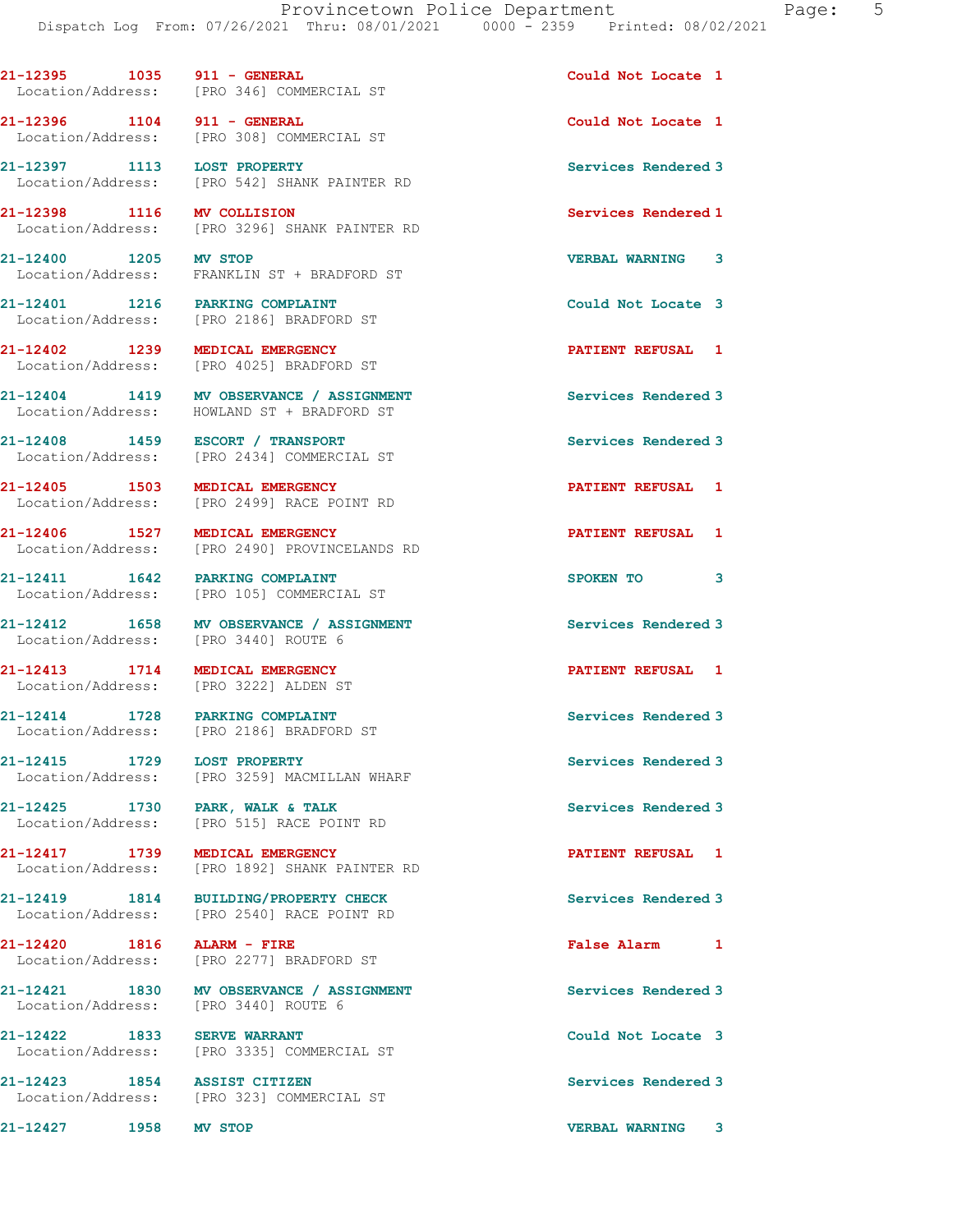| Call # | Time | Call Reason | Action | Priority |
|---|---|---|---|---|
| 21-12395 | 1035 | 911 - GENERAL | Could Not Locate | 1 |
| Location/Address: | | [PRO 346] COMMERCIAL ST | | |
| 21-12396 | 1104 | 911 - GENERAL | Could Not Locate | 1 |
| Location/Address: | | [PRO 308] COMMERCIAL ST | | |
| 21-12397 | 1113 | LOST PROPERTY | Services Rendered | 3 |
| Location/Address: | | [PRO 542] SHANK PAINTER RD | | |
| 21-12398 | 1116 | MV COLLISION | Services Rendered | 1 |
| Location/Address: | | [PRO 3296] SHANK PAINTER RD | | |
| 21-12400 | 1205 | MV STOP | VERBAL WARNING | 3 |
| Location/Address: | | FRANKLIN ST + BRADFORD ST | | |
| 21-12401 | 1216 | PARKING COMPLAINT | Could Not Locate | 3 |
| Location/Address: | | [PRO 2186] BRADFORD ST | | |
| 21-12402 | 1239 | MEDICAL EMERGENCY | PATIENT REFUSAL | 1 |
| Location/Address: | | [PRO 4025] BRADFORD ST | | |
| 21-12404 | 1419 | MV OBSERVANCE / ASSIGNMENT | Services Rendered | 3 |
| Location/Address: | | HOWLAND ST + BRADFORD ST | | |
| 21-12408 | 1459 | ESCORT / TRANSPORT | Services Rendered | 3 |
| Location/Address: | | [PRO 2434] COMMERCIAL ST | | |
| 21-12405 | 1503 | MEDICAL EMERGENCY | PATIENT REFUSAL | 1 |
| Location/Address: | | [PRO 2499] RACE POINT RD | | |
| 21-12406 | 1527 | MEDICAL EMERGENCY | PATIENT REFUSAL | 1 |
| Location/Address: | | [PRO 2490] PROVINCELANDS RD | | |
| 21-12411 | 1642 | PARKING COMPLAINT | SPOKEN TO | 3 |
| Location/Address: | | [PRO 105] COMMERCIAL ST | | |
| 21-12412 | 1658 | MV OBSERVANCE / ASSIGNMENT | Services Rendered | 3 |
| Location/Address: | | [PRO 3440] ROUTE 6 | | |
| 21-12413 | 1714 | MEDICAL EMERGENCY | PATIENT REFUSAL | 1 |
| Location/Address: | | [PRO 3222] ALDEN ST | | |
| 21-12414 | 1728 | PARKING COMPLAINT | Services Rendered | 3 |
| Location/Address: | | [PRO 2186] BRADFORD ST | | |
| 21-12415 | 1729 | LOST PROPERTY | Services Rendered | 3 |
| Location/Address: | | [PRO 3259] MACMILLAN WHARF | | |
| 21-12425 | 1730 | PARK, WALK & TALK | Services Rendered | 3 |
| Location/Address: | | [PRO 515] RACE POINT RD | | |
| 21-12417 | 1739 | MEDICAL EMERGENCY | PATIENT REFUSAL | 1 |
| Location/Address: | | [PRO 1892] SHANK PAINTER RD | | |
| 21-12419 | 1814 | BUILDING/PROPERTY CHECK | Services Rendered | 3 |
| Location/Address: | | [PRO 2540] RACE POINT RD | | |
| 21-12420 | 1816 | ALARM - FIRE | False Alarm | 1 |
| Location/Address: | | [PRO 2277] BRADFORD ST | | |
| 21-12421 | 1830 | MV OBSERVANCE / ASSIGNMENT | Services Rendered | 3 |
| Location/Address: | | [PRO 3440] ROUTE 6 | | |
| 21-12422 | 1833 | SERVE WARRANT | Could Not Locate | 3 |
| Location/Address: | | [PRO 3335] COMMERCIAL ST | | |
| 21-12423 | 1854 | ASSIST CITIZEN | Services Rendered | 3 |
| Location/Address: | | [PRO 323] COMMERCIAL ST | | |
| 21-12427 | 1958 | MV STOP | VERBAL WARNING | 3 |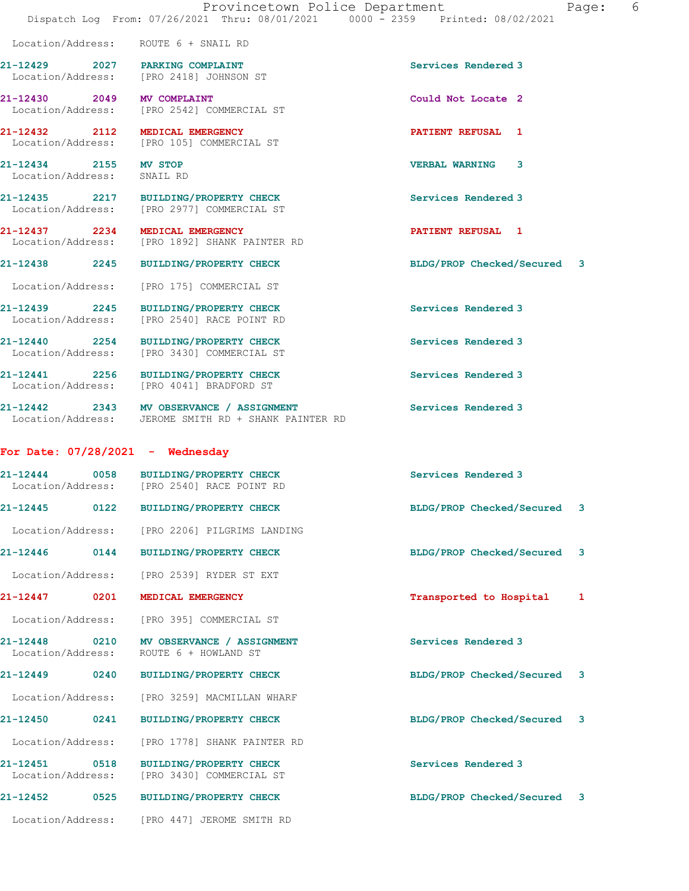Location/Address: ROUTE 6 + SNAIL RD

21-12429 2027 PARKING COMPLAINT Services Rendered 3
Location/Address: [PRO 2418] JOHNSON ST

21-12430 2049 MV COMPLAINT Could Not Locate 2
Location/Address: [PRO 2542] COMMERCIAL ST

21-12432 2112 MEDICAL EMERGENCY PATIENT REFUSAL 1
Location/Address: [PRO 105] COMMERCIAL ST

21-12434 2155 MV STOP VERBAL WARNING 3
Location/Address: SNAIL RD

21-12435 2217 BUILDING/PROPERTY CHECK Services Rendered 3
Location/Address: [PRO 2977] COMMERCIAL ST

21-12437 2234 MEDICAL EMERGENCY PATIENT REFUSAL 1
Location/Address: [PRO 1892] SHANK PAINTER RD

21-12438 2245 BUILDING/PROPERTY CHECK BLDG/PROP Checked/Secured 3
Location/Address: [PRO 175] COMMERCIAL ST

21-12439 2245 BUILDING/PROPERTY CHECK Services Rendered 3
Location/Address: [PRO 2540] RACE POINT RD

21-12440 2254 BUILDING/PROPERTY CHECK Services Rendered 3
Location/Address: [PRO 3430] COMMERCIAL ST

21-12441 2256 BUILDING/PROPERTY CHECK Services Rendered 3
Location/Address: [PRO 4041] BRADFORD ST

21-12442 2343 MV OBSERVANCE / ASSIGNMENT Services Rendered 3
Location/Address: JEROME SMITH RD + SHANK PAINTER RD

## For Date: 07/28/2021 - Wednesday

21-12444 0058 BUILDING/PROPERTY CHECK Services Rendered 3
Location/Address: [PRO 2540] RACE POINT RD

21-12445 0122 BUILDING/PROPERTY CHECK BLDG/PROP Checked/Secured 3
Location/Address: [PRO 2206] PILGRIMS LANDING

21-12446 0144 BUILDING/PROPERTY CHECK BLDG/PROP Checked/Secured 3
Location/Address: [PRO 2539] RYDER ST EXT

21-12447 0201 MEDICAL EMERGENCY Transported to Hospital 1
Location/Address: [PRO 395] COMMERCIAL ST

21-12448 0210 MV OBSERVANCE / ASSIGNMENT Services Rendered 3
Location/Address: ROUTE 6 + HOWLAND ST

21-12449 0240 BUILDING/PROPERTY CHECK BLDG/PROP Checked/Secured 3
Location/Address: [PRO 3259] MACMILLAN WHARF

21-12450 0241 BUILDING/PROPERTY CHECK BLDG/PROP Checked/Secured 3
Location/Address: [PRO 1778] SHANK PAINTER RD

21-12451 0518 BUILDING/PROPERTY CHECK Services Rendered 3
Location/Address: [PRO 3430] COMMERCIAL ST

21-12452 0525 BUILDING/PROPERTY CHECK BLDG/PROP Checked/Secured 3
Location/Address: [PRO 447] JEROME SMITH RD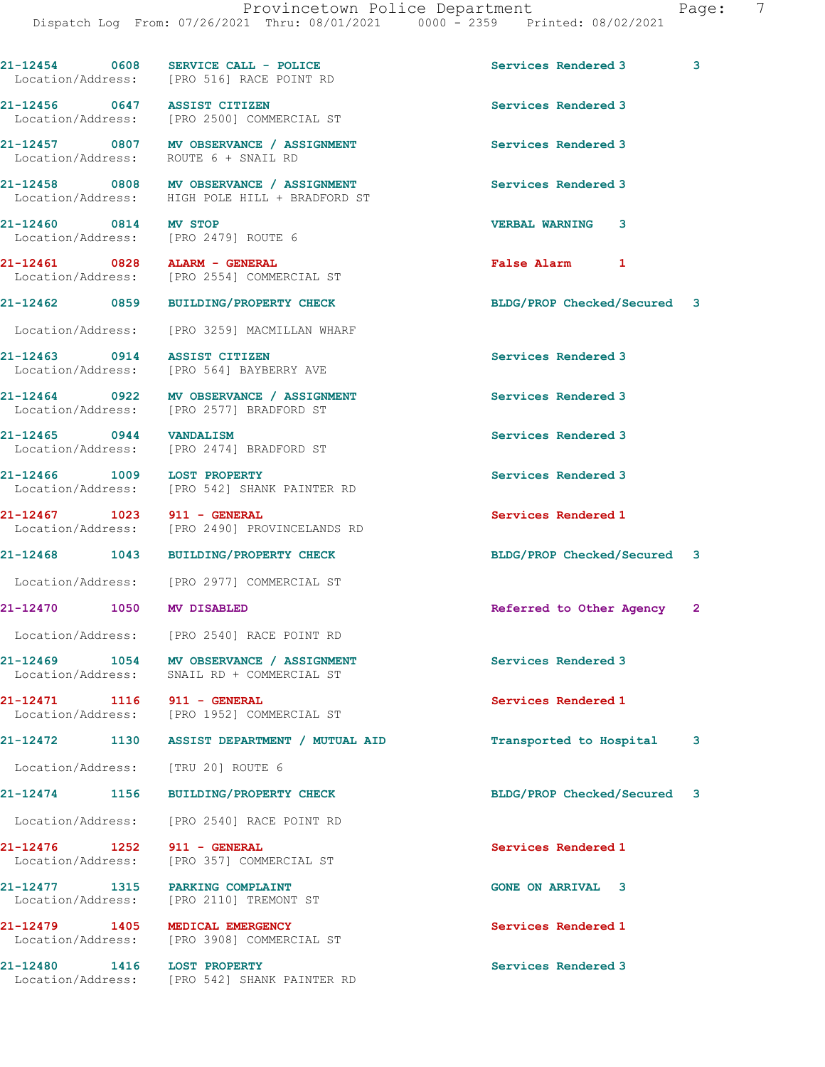| Call Number | Time | Call Type | Action | Priority |
|---|---|---|---|---|
| 21-12454 | 0608 | SERVICE CALL - POLICE | Services Rendered | 3 |
| Location/Address: | | [PRO 516] RACE POINT RD | | |
| 21-12456 | 0647 | ASSIST CITIZEN | Services Rendered | 3 |
| Location/Address: | | [PRO 2500] COMMERCIAL ST | | |
| 21-12457 | 0807 | MV OBSERVANCE / ASSIGNMENT | Services Rendered | 3 |
| Location/Address: | | ROUTE 6 + SNAIL RD | | |
| 21-12458 | 0808 | MV OBSERVANCE / ASSIGNMENT | Services Rendered | 3 |
| Location/Address: | | HIGH POLE HILL + BRADFORD ST | | |
| 21-12460 | 0814 | MV STOP | VERBAL WARNING | 3 |
| Location/Address: | | [PRO 2479] ROUTE 6 | | |
| 21-12461 | 0828 | ALARM - GENERAL | False Alarm | 1 |
| Location/Address: | | [PRO 2554] COMMERCIAL ST | | |
| 21-12462 | 0859 | BUILDING/PROPERTY CHECK | BLDG/PROP Checked/Secured | 3 |
| Location/Address: | | [PRO 3259] MACMILLAN WHARF | | |
| 21-12463 | 0914 | ASSIST CITIZEN | Services Rendered | 3 |
| Location/Address: | | [PRO 564] BAYBERRY AVE | | |
| 21-12464 | 0922 | MV OBSERVANCE / ASSIGNMENT | Services Rendered | 3 |
| Location/Address: | | [PRO 2577] BRADFORD ST | | |
| 21-12465 | 0944 | VANDALISM | Services Rendered | 3 |
| Location/Address: | | [PRO 2474] BRADFORD ST | | |
| 21-12466 | 1009 | LOST PROPERTY | Services Rendered | 3 |
| Location/Address: | | [PRO 542] SHANK PAINTER RD | | |
| 21-12467 | 1023 | 911 - GENERAL | Services Rendered | 1 |
| Location/Address: | | [PRO 2490] PROVINCELANDS RD | | |
| 21-12468 | 1043 | BUILDING/PROPERTY CHECK | BLDG/PROP Checked/Secured | 3 |
| Location/Address: | | [PRO 2977] COMMERCIAL ST | | |
| 21-12470 | 1050 | MV DISABLED | Referred to Other Agency | 2 |
| Location/Address: | | [PRO 2540] RACE POINT RD | | |
| 21-12469 | 1054 | MV OBSERVANCE / ASSIGNMENT | Services Rendered | 3 |
| Location/Address: | | SNAIL RD + COMMERCIAL ST | | |
| 21-12471 | 1116 | 911 - GENERAL | Services Rendered | 1 |
| Location/Address: | | [PRO 1952] COMMERCIAL ST | | |
| 21-12472 | 1130 | ASSIST DEPARTMENT / MUTUAL AID | Transported to Hospital | 3 |
| Location/Address: | | [TRU 20] ROUTE 6 | | |
| 21-12474 | 1156 | BUILDING/PROPERTY CHECK | BLDG/PROP Checked/Secured | 3 |
| Location/Address: | | [PRO 2540] RACE POINT RD | | |
| 21-12476 | 1252 | 911 - GENERAL | Services Rendered | 1 |
| Location/Address: | | [PRO 357] COMMERCIAL ST | | |
| 21-12477 | 1315 | PARKING COMPLAINT | GONE ON ARRIVAL | 3 |
| Location/Address: | | [PRO 2110] TREMONT ST | | |
| 21-12479 | 1405 | MEDICAL EMERGENCY | Services Rendered | 1 |
| Location/Address: | | [PRO 3908] COMMERCIAL ST | | |
| 21-12480 | 1416 | LOST PROPERTY | Services Rendered | 3 |
| Location/Address: | | [PRO 542] SHANK PAINTER RD | | |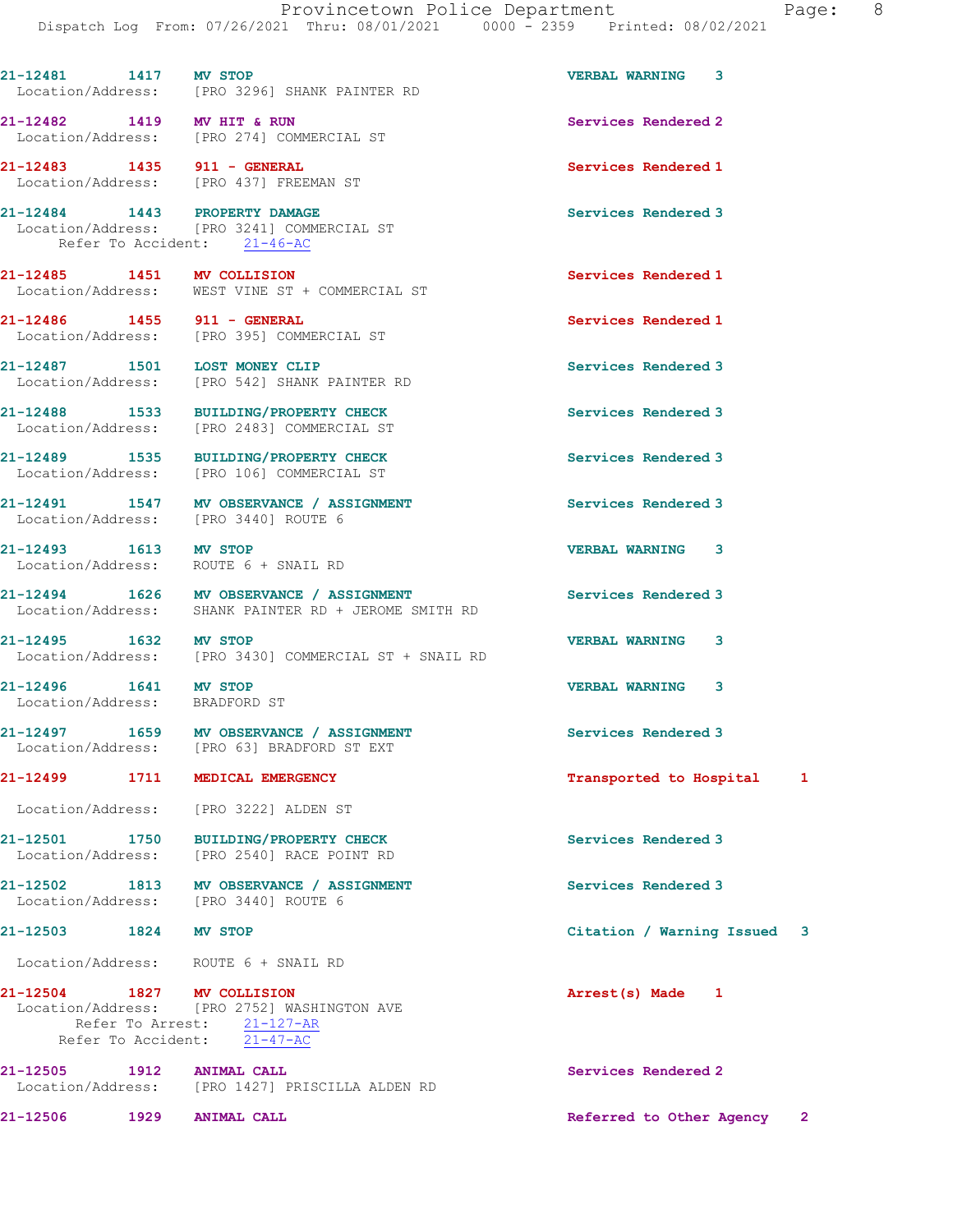21-12481 1417 **MV STOP** VERBAL WARNING 3
Location/Address: [PRO 3296] SHANK PAINTER RD

21-12482 1419 **MV HIT & RUN** Services Rendered 2
Location/Address: [PRO 274] COMMERCIAL ST

21-12483 1435 **911 - GENERAL** Services Rendered 1
Location/Address: [PRO 437] FREEMAN ST

21-12484 1443 **PROPERTY DAMAGE** Services Rendered 3
Location/Address: [PRO 3241] COMMERCIAL ST
Refer To Accident: 21-46-AC

21-12485 1451 **MV COLLISION** Services Rendered 1
Location/Address: WEST VINE ST + COMMERCIAL ST

21-12486 1455 **911 - GENERAL** Services Rendered 1
Location/Address: [PRO 395] COMMERCIAL ST

21-12487 1501 **LOST MONEY CLIP** Services Rendered 3
Location/Address: [PRO 542] SHANK PAINTER RD

21-12488 1533 **BUILDING/PROPERTY CHECK** Services Rendered 3
Location/Address: [PRO 2483] COMMERCIAL ST

21-12489 1535 **BUILDING/PROPERTY CHECK** Services Rendered 3
Location/Address: [PRO 106] COMMERCIAL ST

21-12491 1547 **MV OBSERVANCE / ASSIGNMENT** Services Rendered 3
Location/Address: [PRO 3440] ROUTE 6

21-12493 1613 **MV STOP** VERBAL WARNING 3
Location/Address: ROUTE 6 + SNAIL RD

21-12494 1626 **MV OBSERVANCE / ASSIGNMENT** Services Rendered 3
Location/Address: SHANK PAINTER RD + JEROME SMITH RD

21-12495 1632 **MV STOP** VERBAL WARNING 3
Location/Address: [PRO 3430] COMMERCIAL ST + SNAIL RD

21-12496 1641 **MV STOP** VERBAL WARNING 3
Location/Address: BRADFORD ST

21-12497 1659 **MV OBSERVANCE / ASSIGNMENT** Services Rendered 3
Location/Address: [PRO 63] BRADFORD ST EXT

21-12499 1711 **MEDICAL EMERGENCY** Transported to Hospital 1
Location/Address: [PRO 3222] ALDEN ST

21-12501 1750 **BUILDING/PROPERTY CHECK** Services Rendered 3
Location/Address: [PRO 2540] RACE POINT RD

21-12502 1813 **MV OBSERVANCE / ASSIGNMENT** Services Rendered 3
Location/Address: [PRO 3440] ROUTE 6

21-12503 1824 **MV STOP** Citation / Warning Issued 3
Location/Address: ROUTE 6 + SNAIL RD

21-12504 1827 **MV COLLISION** Arrest(s) Made 1
Location/Address: [PRO 2752] WASHINGTON AVE
Refer To Arrest: 21-127-AR
Refer To Accident: 21-47-AC

21-12505 1912 **ANIMAL CALL** Services Rendered 2
Location/Address: [PRO 1427] PRISCILLA ALDEN RD

21-12506 1929 **ANIMAL CALL** Referred to Other Agency 2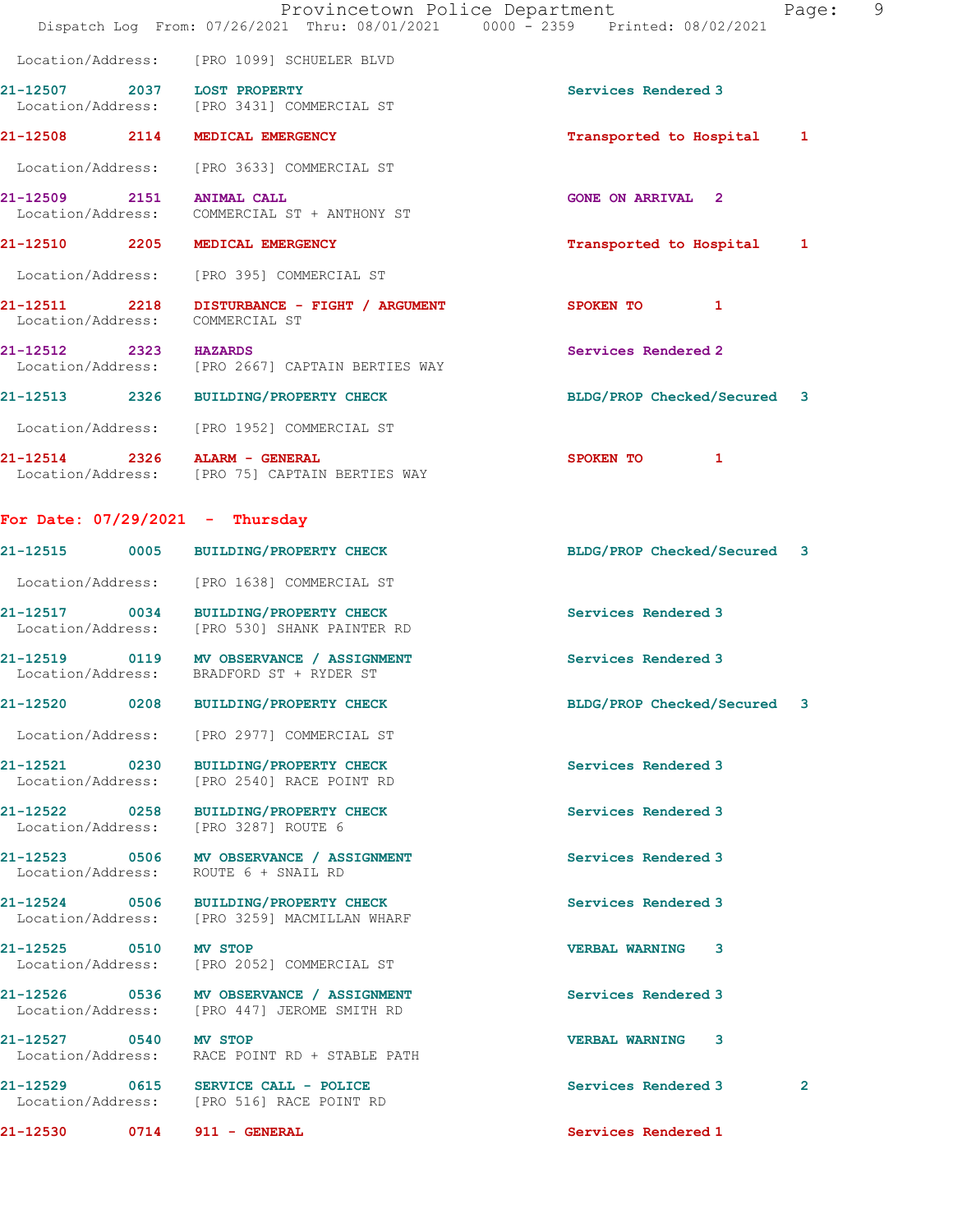Location/Address: [PRO 1099] SCHUELER BLVD

**21-12507 2037 LOST PROPERTY** Services Rendered 3
Location/Address: [PRO 3431] COMMERCIAL ST

**21-12508 2114 MEDICAL EMERGENCY** Transported to Hospital 1
Location/Address: [PRO 3633] COMMERCIAL ST

**21-12509 2151 ANIMAL CALL** GONE ON ARRIVAL 2
Location/Address: COMMERCIAL ST + ANTHONY ST

**21-12510 2205 MEDICAL EMERGENCY** Transported to Hospital 1
Location/Address: [PRO 395] COMMERCIAL ST

**21-12511 2218 DISTURBANCE - FIGHT / ARGUMENT** SPOKEN TO 1
Location/Address: COMMERCIAL ST

**21-12512 2323 HAZARDS** Services Rendered 2
Location/Address: [PRO 2667] CAPTAIN BERTIES WAY

**21-12513 2326 BUILDING/PROPERTY CHECK** BLDG/PROP Checked/Secured 3
Location/Address: [PRO 1952] COMMERCIAL ST

**21-12514 2326 ALARM - GENERAL** SPOKEN TO 1
Location/Address: [PRO 75] CAPTAIN BERTIES WAY

## For Date: 07/29/2021 - Thursday

**21-12515 0005 BUILDING/PROPERTY CHECK** BLDG/PROP Checked/Secured 3
Location/Address: [PRO 1638] COMMERCIAL ST

**21-12517 0034 BUILDING/PROPERTY CHECK** Services Rendered 3
Location/Address: [PRO 530] SHANK PAINTER RD

**21-12519 0119 MV OBSERVANCE / ASSIGNMENT** Services Rendered 3
Location/Address: BRADFORD ST + RYDER ST

**21-12520 0208 BUILDING/PROPERTY CHECK** BLDG/PROP Checked/Secured 3
Location/Address: [PRO 2977] COMMERCIAL ST

**21-12521 0230 BUILDING/PROPERTY CHECK** Services Rendered 3
Location/Address: [PRO 2540] RACE POINT RD

**21-12522 0258 BUILDING/PROPERTY CHECK** Services Rendered 3
Location/Address: [PRO 3287] ROUTE 6

**21-12523 0506 MV OBSERVANCE / ASSIGNMENT** Services Rendered 3
Location/Address: ROUTE 6 + SNAIL RD

**21-12524 0506 BUILDING/PROPERTY CHECK** Services Rendered 3
Location/Address: [PRO 3259] MACMILLAN WHARF

**21-12525 0510 MV STOP** VERBAL WARNING 3
Location/Address: [PRO 2052] COMMERCIAL ST

**21-12526 0536 MV OBSERVANCE / ASSIGNMENT** Services Rendered 3
Location/Address: [PRO 447] JEROME SMITH RD

**21-12527 0540 MV STOP** VERBAL WARNING 3
Location/Address: RACE POINT RD + STABLE PATH

**21-12529 0615 SERVICE CALL - POLICE** Services Rendered 3 2
Location/Address: [PRO 516] RACE POINT RD

**21-12530 0714 911 - GENERAL** Services Rendered 1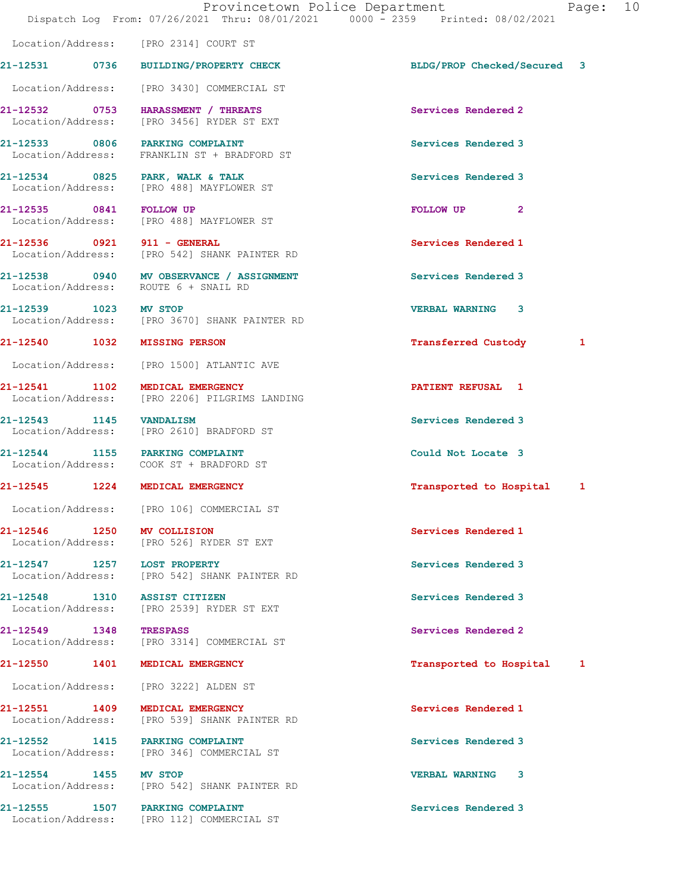Location/Address: [PRO 2314] COURT ST

| Call # | Time | Call Reason | Action | Priority |
|---|---|---|---|---|
| 21-12531 | 0736 | BUILDING/PROPERTY CHECK | BLDG/PROP Checked/Secured | 3 |
| | | Location/Address: [PRO 3430] COMMERCIAL ST | | |
| 21-12532 | 0753 | HARASSMENT / THREATS | Services Rendered | 2 |
| | | Location/Address: [PRO 3456] RYDER ST EXT | | |
| 21-12533 | 0806 | PARKING COMPLAINT | Services Rendered | 3 |
| | | Location/Address: FRANKLIN ST + BRADFORD ST | | |
| 21-12534 | 0825 | PARK, WALK & TALK | Services Rendered | 3 |
| | | Location/Address: [PRO 488] MAYFLOWER ST | | |
| 21-12535 | 0841 | FOLLOW UP | FOLLOW UP | 2 |
| | | Location/Address: [PRO 488] MAYFLOWER ST | | |
| 21-12536 | 0921 | 911 - GENERAL | Services Rendered | 1 |
| | | Location/Address: [PRO 542] SHANK PAINTER RD | | |
| 21-12538 | 0940 | MV OBSERVANCE / ASSIGNMENT | Services Rendered | 3 |
| | | Location/Address: ROUTE 6 + SNAIL RD | | |
| 21-12539 | 1023 | MV STOP | VERBAL WARNING | 3 |
| | | Location/Address: [PRO 3670] SHANK PAINTER RD | | |
| 21-12540 | 1032 | MISSING PERSON | Transferred Custody | 1 |
| | | Location/Address: [PRO 1500] ATLANTIC AVE | | |
| 21-12541 | 1102 | MEDICAL EMERGENCY | PATIENT REFUSAL | 1 |
| | | Location/Address: [PRO 2206] PILGRIMS LANDING | | |
| 21-12543 | 1145 | VANDALISM | Services Rendered | 3 |
| | | Location/Address: [PRO 2610] BRADFORD ST | | |
| 21-12544 | 1155 | PARKING COMPLAINT | Could Not Locate | 3 |
| | | Location/Address: COOK ST + BRADFORD ST | | |
| 21-12545 | 1224 | MEDICAL EMERGENCY | Transported to Hospital | 1 |
| | | Location/Address: [PRO 106] COMMERCIAL ST | | |
| 21-12546 | 1250 | MV COLLISION | Services Rendered | 1 |
| | | Location/Address: [PRO 526] RYDER ST EXT | | |
| 21-12547 | 1257 | LOST PROPERTY | Services Rendered | 3 |
| | | Location/Address: [PRO 542] SHANK PAINTER RD | | |
| 21-12548 | 1310 | ASSIST CITIZEN | Services Rendered | 3 |
| | | Location/Address: [PRO 2539] RYDER ST EXT | | |
| 21-12549 | 1348 | TRESPASS | Services Rendered | 2 |
| | | Location/Address: [PRO 3314] COMMERCIAL ST | | |
| 21-12550 | 1401 | MEDICAL EMERGENCY | Transported to Hospital | 1 |
| | | Location/Address: [PRO 3222] ALDEN ST | | |
| 21-12551 | 1409 | MEDICAL EMERGENCY | Services Rendered | 1 |
| | | Location/Address: [PRO 539] SHANK PAINTER RD | | |
| 21-12552 | 1415 | PARKING COMPLAINT | Services Rendered | 3 |
| | | Location/Address: [PRO 346] COMMERCIAL ST | | |
| 21-12554 | 1455 | MV STOP | VERBAL WARNING | 3 |
| | | Location/Address: [PRO 542] SHANK PAINTER RD | | |
| 21-12555 | 1507 | PARKING COMPLAINT | Services Rendered | 3 |
| | | Location/Address: [PRO 112] COMMERCIAL ST | | |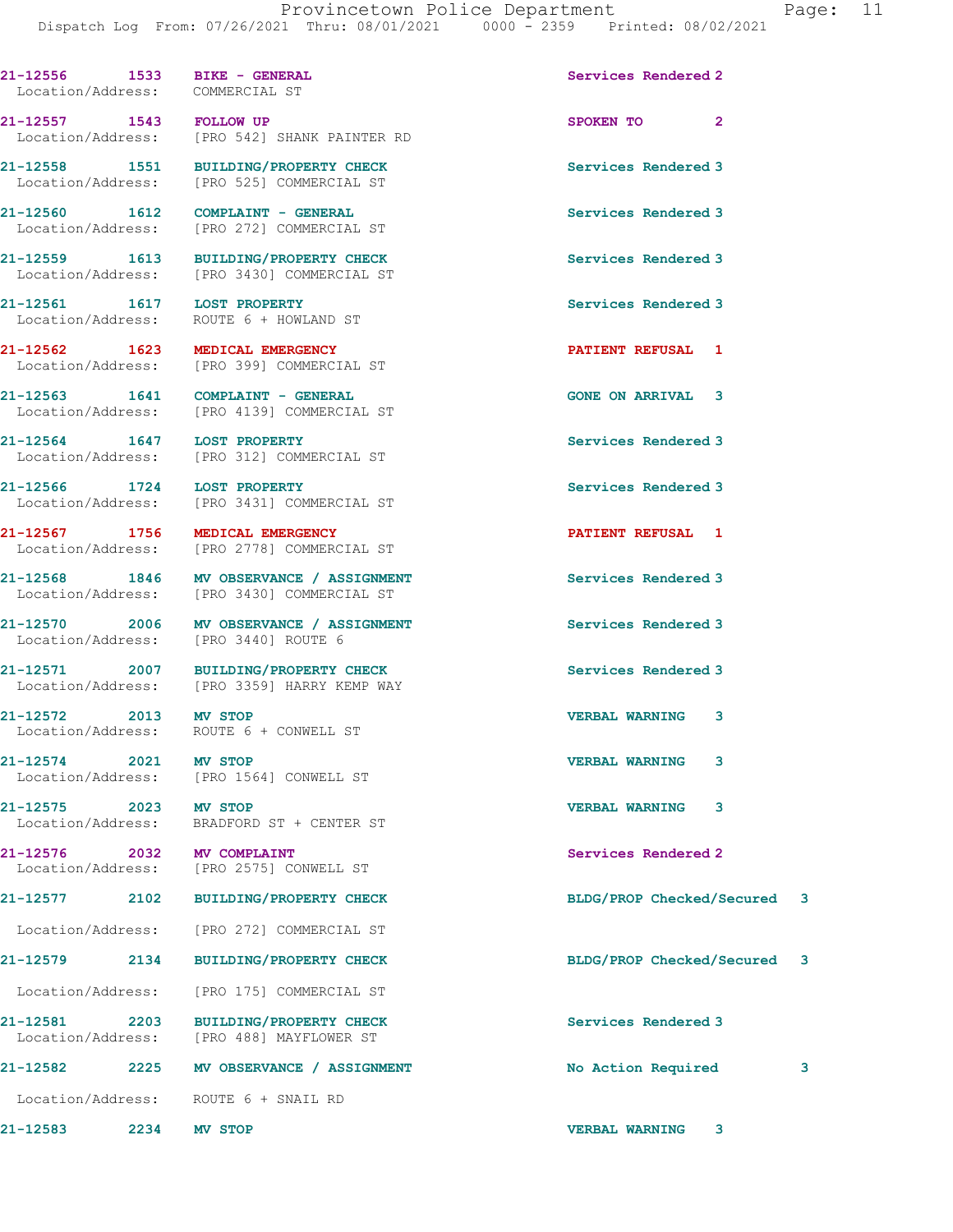| Call Number | Time | Call Reason | Action | Priority |
|---|---|---|---|---|
| 21-12556 | 1533 | BIKE - GENERAL | Services Rendered | 2 |
| Location/Address: | | COMMERCIAL ST | | |
| 21-12557 | 1543 | FOLLOW UP | SPOKEN TO | 2 |
| Location/Address: | | [PRO 542] SHANK PAINTER RD | | |
| 21-12558 | 1551 | BUILDING/PROPERTY CHECK | Services Rendered | 3 |
| Location/Address: | | [PRO 525] COMMERCIAL ST | | |
| 21-12560 | 1612 | COMPLAINT - GENERAL | Services Rendered | 3 |
| Location/Address: | | [PRO 272] COMMERCIAL ST | | |
| 21-12559 | 1613 | BUILDING/PROPERTY CHECK | Services Rendered | 3 |
| Location/Address: | | [PRO 3430] COMMERCIAL ST | | |
| 21-12561 | 1617 | LOST PROPERTY | Services Rendered | 3 |
| Location/Address: | | ROUTE 6 + HOWLAND ST | | |
| 21-12562 | 1623 | MEDICAL EMERGENCY | PATIENT REFUSAL | 1 |
| Location/Address: | | [PRO 399] COMMERCIAL ST | | |
| 21-12563 | 1641 | COMPLAINT - GENERAL | GONE ON ARRIVAL | 3 |
| Location/Address: | | [PRO 4139] COMMERCIAL ST | | |
| 21-12564 | 1647 | LOST PROPERTY | Services Rendered | 3 |
| Location/Address: | | [PRO 312] COMMERCIAL ST | | |
| 21-12566 | 1724 | LOST PROPERTY | Services Rendered | 3 |
| Location/Address: | | [PRO 3431] COMMERCIAL ST | | |
| 21-12567 | 1756 | MEDICAL EMERGENCY | PATIENT REFUSAL | 1 |
| Location/Address: | | [PRO 2778] COMMERCIAL ST | | |
| 21-12568 | 1846 | MV OBSERVANCE / ASSIGNMENT | Services Rendered | 3 |
| Location/Address: | | [PRO 3430] COMMERCIAL ST | | |
| 21-12570 | 2006 | MV OBSERVANCE / ASSIGNMENT | Services Rendered | 3 |
| Location/Address: | | [PRO 3440] ROUTE 6 | | |
| 21-12571 | 2007 | BUILDING/PROPERTY CHECK | Services Rendered | 3 |
| Location/Address: | | [PRO 3359] HARRY KEMP WAY | | |
| 21-12572 | 2013 | MV STOP | VERBAL WARNING | 3 |
| Location/Address: | | ROUTE 6 + CONWELL ST | | |
| 21-12574 | 2021 | MV STOP | VERBAL WARNING | 3 |
| Location/Address: | | [PRO 1564] CONWELL ST | | |
| 21-12575 | 2023 | MV STOP | VERBAL WARNING | 3 |
| Location/Address: | | BRADFORD ST + CENTER ST | | |
| 21-12576 | 2032 | MV COMPLAINT | Services Rendered | 2 |
| Location/Address: | | [PRO 2575] CONWELL ST | | |
| 21-12577 | 2102 | BUILDING/PROPERTY CHECK | BLDG/PROP Checked/Secured | 3 |
| Location/Address: | | [PRO 272] COMMERCIAL ST | | |
| 21-12579 | 2134 | BUILDING/PROPERTY CHECK | BLDG/PROP Checked/Secured | 3 |
| Location/Address: | | [PRO 175] COMMERCIAL ST | | |
| 21-12581 | 2203 | BUILDING/PROPERTY CHECK | Services Rendered | 3 |
| Location/Address: | | [PRO 488] MAYFLOWER ST | | |
| 21-12582 | 2225 | MV OBSERVANCE / ASSIGNMENT | No Action Required | 3 |
| Location/Address: | | ROUTE 6 + SNAIL RD | | |
| 21-12583 | 2234 | MV STOP | VERBAL WARNING | 3 |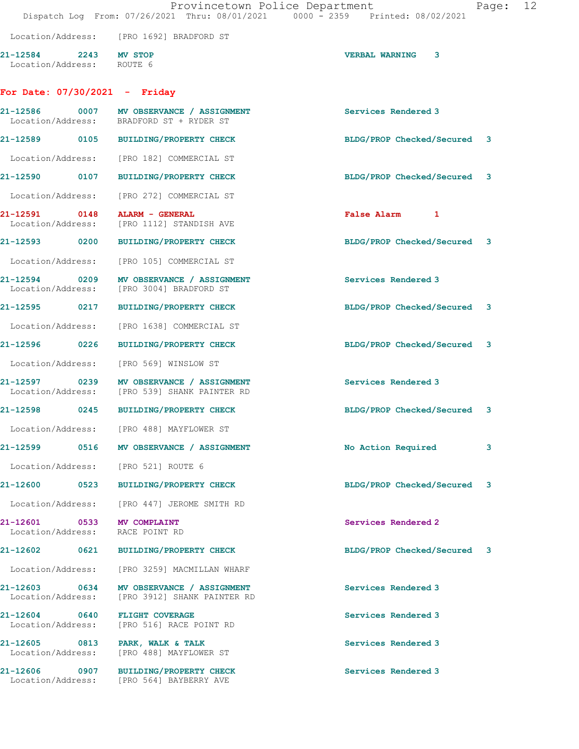Location/Address: [PRO 1692] BRADFORD ST

21-12584 2243 **MV STOP** VERBAL WARNING 3
Location/Address: ROUTE 6

## For Date: 07/30/2021 - Friday

21-12586 0007 **MV OBSERVANCE / ASSIGNMENT** Services Rendered 3
Location/Address: BRADFORD ST + RYDER ST

21-12589 0105 **BUILDING/PROPERTY CHECK** BLDG/PROP Checked/Secured 3
Location/Address: [PRO 182] COMMERCIAL ST

21-12590 0107 **BUILDING/PROPERTY CHECK** BLDG/PROP Checked/Secured 3
Location/Address: [PRO 272] COMMERCIAL ST

21-12591 0148 **ALARM - GENERAL** False Alarm 1
Location/Address: [PRO 1112] STANDISH AVE

21-12593 0200 **BUILDING/PROPERTY CHECK** BLDG/PROP Checked/Secured 3
Location/Address: [PRO 105] COMMERCIAL ST

21-12594 0209 **MV OBSERVANCE / ASSIGNMENT** Services Rendered 3
Location/Address: [PRO 3004] BRADFORD ST

21-12595 0217 **BUILDING/PROPERTY CHECK** BLDG/PROP Checked/Secured 3
Location/Address: [PRO 1638] COMMERCIAL ST

21-12596 0226 **BUILDING/PROPERTY CHECK** BLDG/PROP Checked/Secured 3
Location/Address: [PRO 569] WINSLOW ST

21-12597 0239 **MV OBSERVANCE / ASSIGNMENT** Services Rendered 3
Location/Address: [PRO 539] SHANK PAINTER RD

21-12598 0245 **BUILDING/PROPERTY CHECK** BLDG/PROP Checked/Secured 3
Location/Address: [PRO 488] MAYFLOWER ST

21-12599 0516 **MV OBSERVANCE / ASSIGNMENT** No Action Required 3
Location/Address: [PRO 521] ROUTE 6

21-12600 0523 **BUILDING/PROPERTY CHECK** BLDG/PROP Checked/Secured 3
Location/Address: [PRO 447] JEROME SMITH RD

21-12601 0533 **MV COMPLAINT** Services Rendered 2
Location/Address: RACE POINT RD

21-12602 0621 **BUILDING/PROPERTY CHECK** BLDG/PROP Checked/Secured 3
Location/Address: [PRO 3259] MACMILLAN WHARF

21-12603 0634 **MV OBSERVANCE / ASSIGNMENT** Services Rendered 3
Location/Address: [PRO 3912] SHANK PAINTER RD

21-12604 0640 **FLIGHT COVERAGE** Services Rendered 3
Location/Address: [PRO 516] RACE POINT RD

21-12605 0813 **PARK, WALK & TALK** Services Rendered 3
Location/Address: [PRO 488] MAYFLOWER ST

21-12606 0907 **BUILDING/PROPERTY CHECK** Services Rendered 3
Location/Address: [PRO 564] BAYBERRY AVE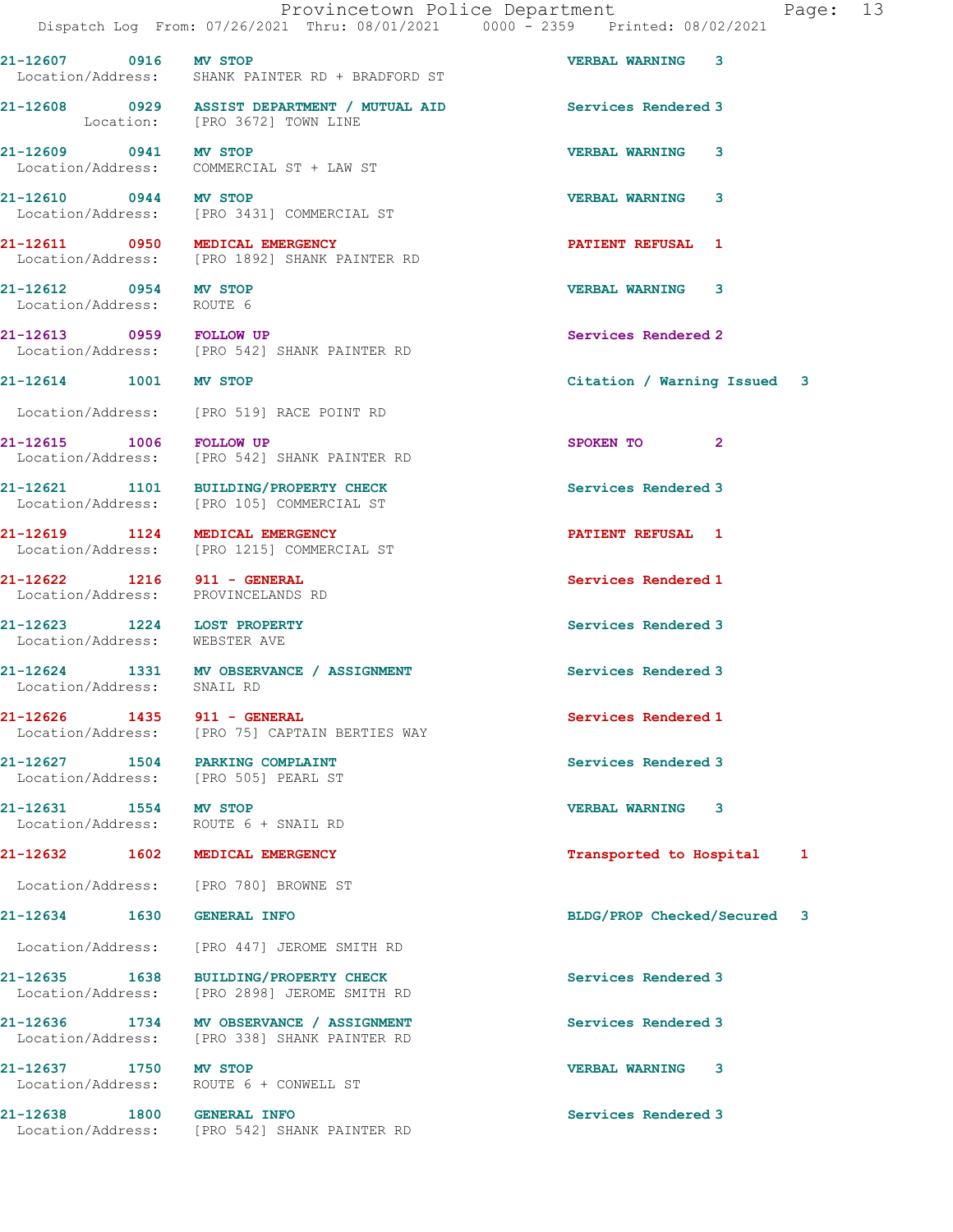| Call # | Time | Call Reason | Action | Priority |
|---|---|---|---|---|
| 21-12607 | 0916 | MV STOP | VERBAL WARNING | 3 |
| Location/Address: | | SHANK PAINTER RD + BRADFORD ST | | |
| 21-12608 | 0929 | ASSIST DEPARTMENT / MUTUAL AID | Services Rendered | 3 |
| Location: | | [PRO 3672] TOWN LINE | | |
| 21-12609 | 0941 | MV STOP | VERBAL WARNING | 3 |
| Location/Address: | | COMMERCIAL ST + LAW ST | | |
| 21-12610 | 0944 | MV STOP | VERBAL WARNING | 3 |
| Location/Address: | | [PRO 3431] COMMERCIAL ST | | |
| 21-12611 | 0950 | MEDICAL EMERGENCY | PATIENT REFUSAL | 1 |
| Location/Address: | | [PRO 1892] SHANK PAINTER RD | | |
| 21-12612 | 0954 | MV STOP | VERBAL WARNING | 3 |
| Location/Address: | | ROUTE 6 | | |
| 21-12613 | 0959 | FOLLOW UP | Services Rendered | 2 |
| Location/Address: | | [PRO 542] SHANK PAINTER RD | | |
| 21-12614 | 1001 | MV STOP | Citation / Warning Issued | 3 |
| Location/Address: | | [PRO 519] RACE POINT RD | | |
| 21-12615 | 1006 | FOLLOW UP | SPOKEN TO | 2 |
| Location/Address: | | [PRO 542] SHANK PAINTER RD | | |
| 21-12621 | 1101 | BUILDING/PROPERTY CHECK | Services Rendered | 3 |
| Location/Address: | | [PRO 105] COMMERCIAL ST | | |
| 21-12619 | 1124 | MEDICAL EMERGENCY | PATIENT REFUSAL | 1 |
| Location/Address: | | [PRO 1215] COMMERCIAL ST | | |
| 21-12622 | 1216 | 911 - GENERAL | Services Rendered | 1 |
| Location/Address: | | PROVINCELANDS RD | | |
| 21-12623 | 1224 | LOST PROPERTY | Services Rendered | 3 |
| Location/Address: | | WEBSTER AVE | | |
| 21-12624 | 1331 | MV OBSERVANCE / ASSIGNMENT | Services Rendered | 3 |
| Location/Address: | | SNAIL RD | | |
| 21-12626 | 1435 | 911 - GENERAL | Services Rendered | 1 |
| Location/Address: | | [PRO 75] CAPTAIN BERTIES WAY | | |
| 21-12627 | 1504 | PARKING COMPLAINT | Services Rendered | 3 |
| Location/Address: | | [PRO 505] PEARL ST | | |
| 21-12631 | 1554 | MV STOP | VERBAL WARNING | 3 |
| Location/Address: | | ROUTE 6 + SNAIL RD | | |
| 21-12632 | 1602 | MEDICAL EMERGENCY | Transported to Hospital | 1 |
| Location/Address: | | [PRO 780] BROWNE ST | | |
| 21-12634 | 1630 | GENERAL INFO | BLDG/PROP Checked/Secured | 3 |
| Location/Address: | | [PRO 447] JEROME SMITH RD | | |
| 21-12635 | 1638 | BUILDING/PROPERTY CHECK | Services Rendered | 3 |
| Location/Address: | | [PRO 2898] JEROME SMITH RD | | |
| 21-12636 | 1734 | MV OBSERVANCE / ASSIGNMENT | Services Rendered | 3 |
| Location/Address: | | [PRO 338] SHANK PAINTER RD | | |
| 21-12637 | 1750 | MV STOP | VERBAL WARNING | 3 |
| Location/Address: | | ROUTE 6 + CONWELL ST | | |
| 21-12638 | 1800 | GENERAL INFO | Services Rendered | 3 |
| Location/Address: | | [PRO 542] SHANK PAINTER RD | | |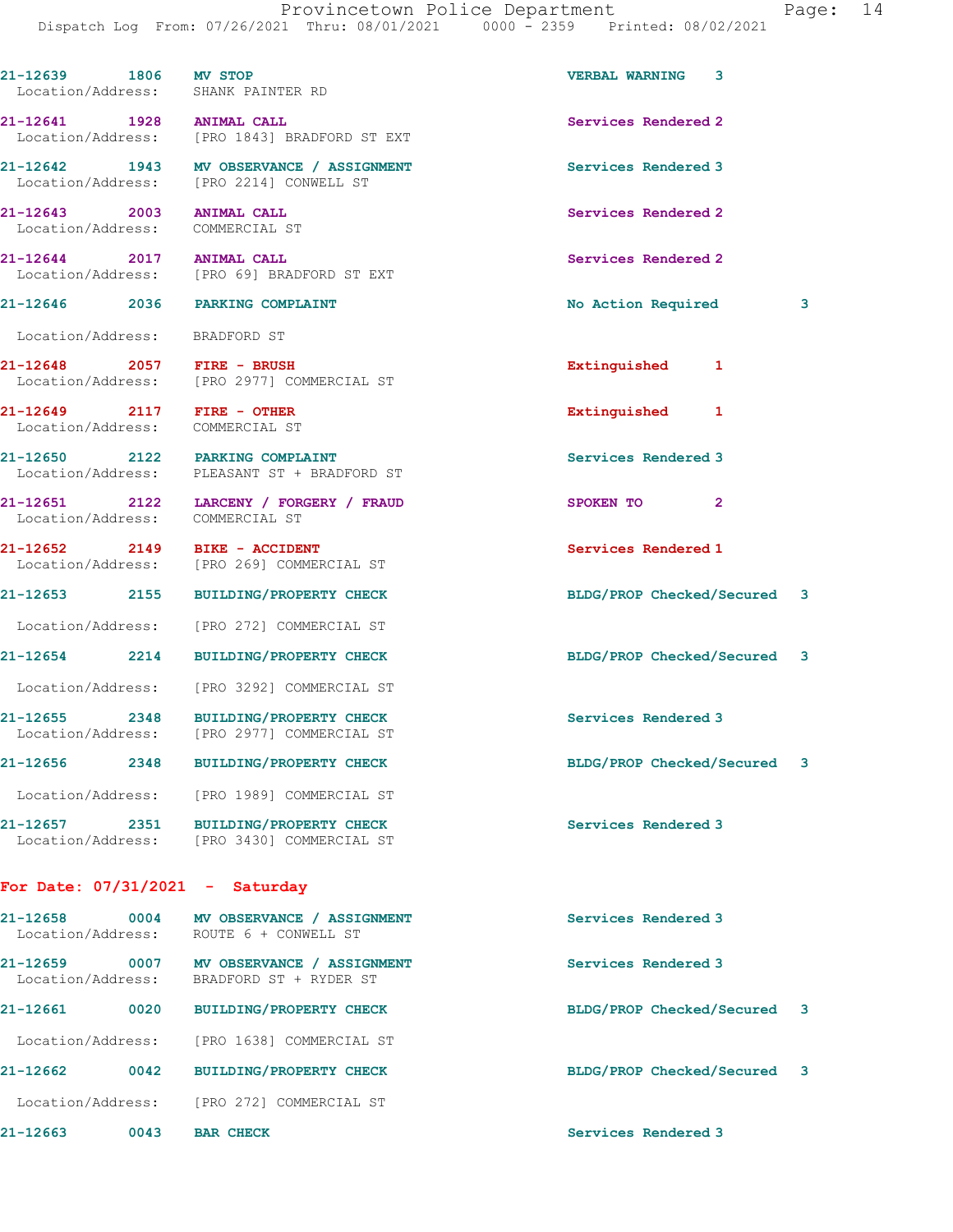21-12639 1806 MV STOP VERBAL WARNING 3
Location/Address: SHANK PAINTER RD

21-12641 1928 ANIMAL CALL Services Rendered 2
Location/Address: [PRO 1843] BRADFORD ST EXT

21-12642 1943 MV OBSERVANCE / ASSIGNMENT Services Rendered 3
Location/Address: [PRO 2214] CONWELL ST

21-12643 2003 ANIMAL CALL Services Rendered 2
Location/Address: COMMERCIAL ST

21-12644 2017 ANIMAL CALL Services Rendered 2
Location/Address: [PRO 69] BRADFORD ST EXT

21-12646 2036 PARKING COMPLAINT No Action Required 3
Location/Address: BRADFORD ST

21-12648 2057 FIRE - BRUSH Extinguished 1
Location/Address: [PRO 2977] COMMERCIAL ST

21-12649 2117 FIRE - OTHER Extinguished 1
Location/Address: COMMERCIAL ST

21-12650 2122 PARKING COMPLAINT Services Rendered 3
Location/Address: PLEASANT ST + BRADFORD ST

21-12651 2122 LARCENY / FORGERY / FRAUD SPOKEN TO 2
Location/Address: COMMERCIAL ST

21-12652 2149 BIKE - ACCIDENT Services Rendered 1
Location/Address: [PRO 269] COMMERCIAL ST

21-12653 2155 BUILDING/PROPERTY CHECK BLDG/PROP Checked/Secured 3
Location/Address: [PRO 272] COMMERCIAL ST

21-12654 2214 BUILDING/PROPERTY CHECK BLDG/PROP Checked/Secured 3
Location/Address: [PRO 3292] COMMERCIAL ST

21-12655 2348 BUILDING/PROPERTY CHECK Services Rendered 3
Location/Address: [PRO 2977] COMMERCIAL ST

21-12656 2348 BUILDING/PROPERTY CHECK BLDG/PROP Checked/Secured 3
Location/Address: [PRO 1989] COMMERCIAL ST

21-12657 2351 BUILDING/PROPERTY CHECK Services Rendered 3
Location/Address: [PRO 3430] COMMERCIAL ST

**For Date: 07/31/2021 - Saturday**

21-12658 0004 MV OBSERVANCE / ASSIGNMENT Services Rendered 3
Location/Address: ROUTE 6 + CONWELL ST

21-12659 0007 MV OBSERVANCE / ASSIGNMENT Services Rendered 3
Location/Address: BRADFORD ST + RYDER ST

21-12661 0020 BUILDING/PROPERTY CHECK BLDG/PROP Checked/Secured 3
Location/Address: [PRO 1638] COMMERCIAL ST

21-12662 0042 BUILDING/PROPERTY CHECK BLDG/PROP Checked/Secured 3
Location/Address: [PRO 272] COMMERCIAL ST

21-12663 0043 BAR CHECK Services Rendered 3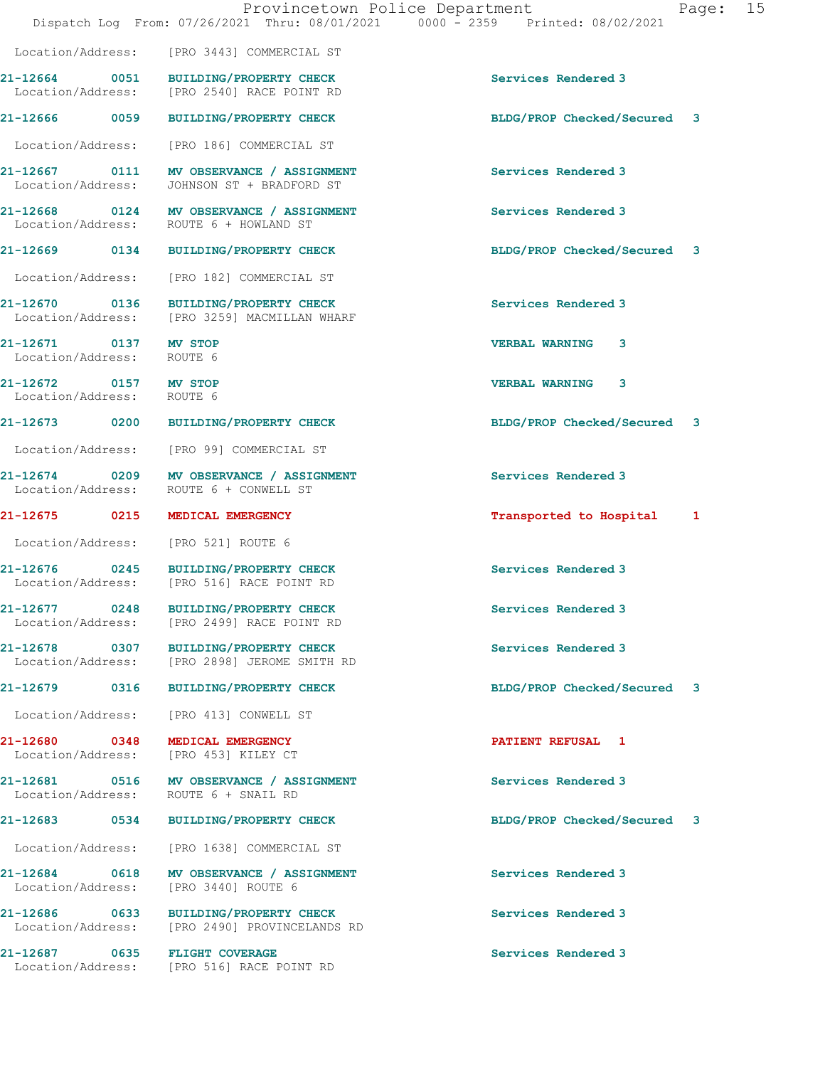Location/Address: [PRO 3443] COMMERCIAL ST

| Call # | Time | Call Type | Disposition |
|---|---|---|---|
| 21-12664 | 0051 | BUILDING/PROPERTY CHECK | Services Rendered 3 |
| Location/Address: | | [PRO 2540] RACE POINT RD | |
| 21-12666 | 0059 | BUILDING/PROPERTY CHECK | BLDG/PROP Checked/Secured 3 |
| Location/Address: | | [PRO 186] COMMERCIAL ST | |
| 21-12667 | 0111 | MV OBSERVANCE / ASSIGNMENT | Services Rendered 3 |
| Location/Address: | | JOHNSON ST + BRADFORD ST | |
| 21-12668 | 0124 | MV OBSERVANCE / ASSIGNMENT | Services Rendered 3 |
| Location/Address: | | ROUTE 6 + HOWLAND ST | |
| 21-12669 | 0134 | BUILDING/PROPERTY CHECK | BLDG/PROP Checked/Secured 3 |
| Location/Address: | | [PRO 182] COMMERCIAL ST | |
| 21-12670 | 0136 | BUILDING/PROPERTY CHECK | Services Rendered 3 |
| Location/Address: | | [PRO 3259] MACMILLAN WHARF | |
| 21-12671 | 0137 | MV STOP | VERBAL WARNING 3 |
| Location/Address: | | ROUTE 6 | |
| 21-12672 | 0157 | MV STOP | VERBAL WARNING 3 |
| Location/Address: | | ROUTE 6 | |
| 21-12673 | 0200 | BUILDING/PROPERTY CHECK | BLDG/PROP Checked/Secured 3 |
| Location/Address: | | [PRO 99] COMMERCIAL ST | |
| 21-12674 | 0209 | MV OBSERVANCE / ASSIGNMENT | Services Rendered 3 |
| Location/Address: | | ROUTE 6 + CONWELL ST | |
| 21-12675 | 0215 | MEDICAL EMERGENCY | Transported to Hospital 1 |
| Location/Address: | | [PRO 521] ROUTE 6 | |
| 21-12676 | 0245 | BUILDING/PROPERTY CHECK | Services Rendered 3 |
| Location/Address: | | [PRO 516] RACE POINT RD | |
| 21-12677 | 0248 | BUILDING/PROPERTY CHECK | Services Rendered 3 |
| Location/Address: | | [PRO 2499] RACE POINT RD | |
| 21-12678 | 0307 | BUILDING/PROPERTY CHECK | Services Rendered 3 |
| Location/Address: | | [PRO 2898] JEROME SMITH RD | |
| 21-12679 | 0316 | BUILDING/PROPERTY CHECK | BLDG/PROP Checked/Secured 3 |
| Location/Address: | | [PRO 413] CONWELL ST | |
| 21-12680 | 0348 | MEDICAL EMERGENCY | PATIENT REFUSAL 1 |
| Location/Address: | | [PRO 453] KILEY CT | |
| 21-12681 | 0516 | MV OBSERVANCE / ASSIGNMENT | Services Rendered 3 |
| Location/Address: | | ROUTE 6 + SNAIL RD | |
| 21-12683 | 0534 | BUILDING/PROPERTY CHECK | BLDG/PROP Checked/Secured 3 |
| Location/Address: | | [PRO 1638] COMMERCIAL ST | |
| 21-12684 | 0618 | MV OBSERVANCE / ASSIGNMENT | Services Rendered 3 |
| Location/Address: | | [PRO 3440] ROUTE 6 | |
| 21-12686 | 0633 | BUILDING/PROPERTY CHECK | Services Rendered 3 |
| Location/Address: | | [PRO 2490] PROVINCELANDS RD | |
| 21-12687 | 0635 | FLIGHT COVERAGE | Services Rendered 3 |
| Location/Address: | | [PRO 516] RACE POINT RD | |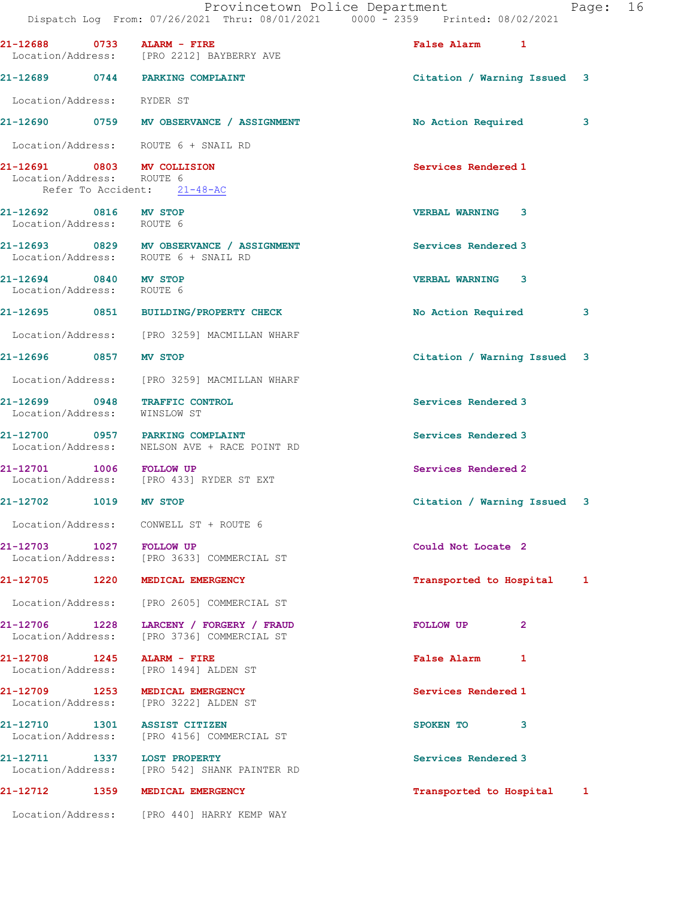21-12688 0733 ALARM - FIRE False Alarm 1
Location/Address: [PRO 2212] BAYBERRY AVE

21-12689 0744 PARKING COMPLAINT Citation / Warning Issued 3
Location/Address: RYDER ST

21-12690 0759 MV OBSERVANCE / ASSIGNMENT No Action Required 3
Location/Address: ROUTE 6 + SNAIL RD

21-12691 0803 MV COLLISION Services Rendered 1
Location/Address: ROUTE 6
Refer To Accident: 21-48-AC

21-12692 0816 MV STOP VERBAL WARNING 3
Location/Address: ROUTE 6

21-12693 0829 MV OBSERVANCE / ASSIGNMENT Services Rendered 3
Location/Address: ROUTE 6 + SNAIL RD

21-12694 0840 MV STOP VERBAL WARNING 3
Location/Address: ROUTE 6

21-12695 0851 BUILDING/PROPERTY CHECK No Action Required 3
Location/Address: [PRO 3259] MACMILLAN WHARF

21-12696 0857 MV STOP Citation / Warning Issued 3
Location/Address: [PRO 3259] MACMILLAN WHARF

21-12699 0948 TRAFFIC CONTROL Services Rendered 3
Location/Address: WINSLOW ST

21-12700 0957 PARKING COMPLAINT Services Rendered 3
Location/Address: NELSON AVE + RACE POINT RD

21-12701 1006 FOLLOW UP Services Rendered 2
Location/Address: [PRO 433] RYDER ST EXT

21-12702 1019 MV STOP Citation / Warning Issued 3
Location/Address: CONWELL ST + ROUTE 6

21-12703 1027 FOLLOW UP Could Not Locate 2
Location/Address: [PRO 3633] COMMERCIAL ST

21-12705 1220 MEDICAL EMERGENCY Transported to Hospital 1
Location/Address: [PRO 2605] COMMERCIAL ST

21-12706 1228 LARCENY / FORGERY / FRAUD FOLLOW UP 2
Location/Address: [PRO 3736] COMMERCIAL ST

21-12708 1245 ALARM - FIRE False Alarm 1
Location/Address: [PRO 1494] ALDEN ST

21-12709 1253 MEDICAL EMERGENCY Services Rendered 1
Location/Address: [PRO 3222] ALDEN ST

21-12710 1301 ASSIST CITIZEN SPOKEN TO 3
Location/Address: [PRO 4156] COMMERCIAL ST

21-12711 1337 LOST PROPERTY Services Rendered 3
Location/Address: [PRO 542] SHANK PAINTER RD

21-12712 1359 MEDICAL EMERGENCY Transported to Hospital 1
Location/Address: [PRO 440] HARRY KEMP WAY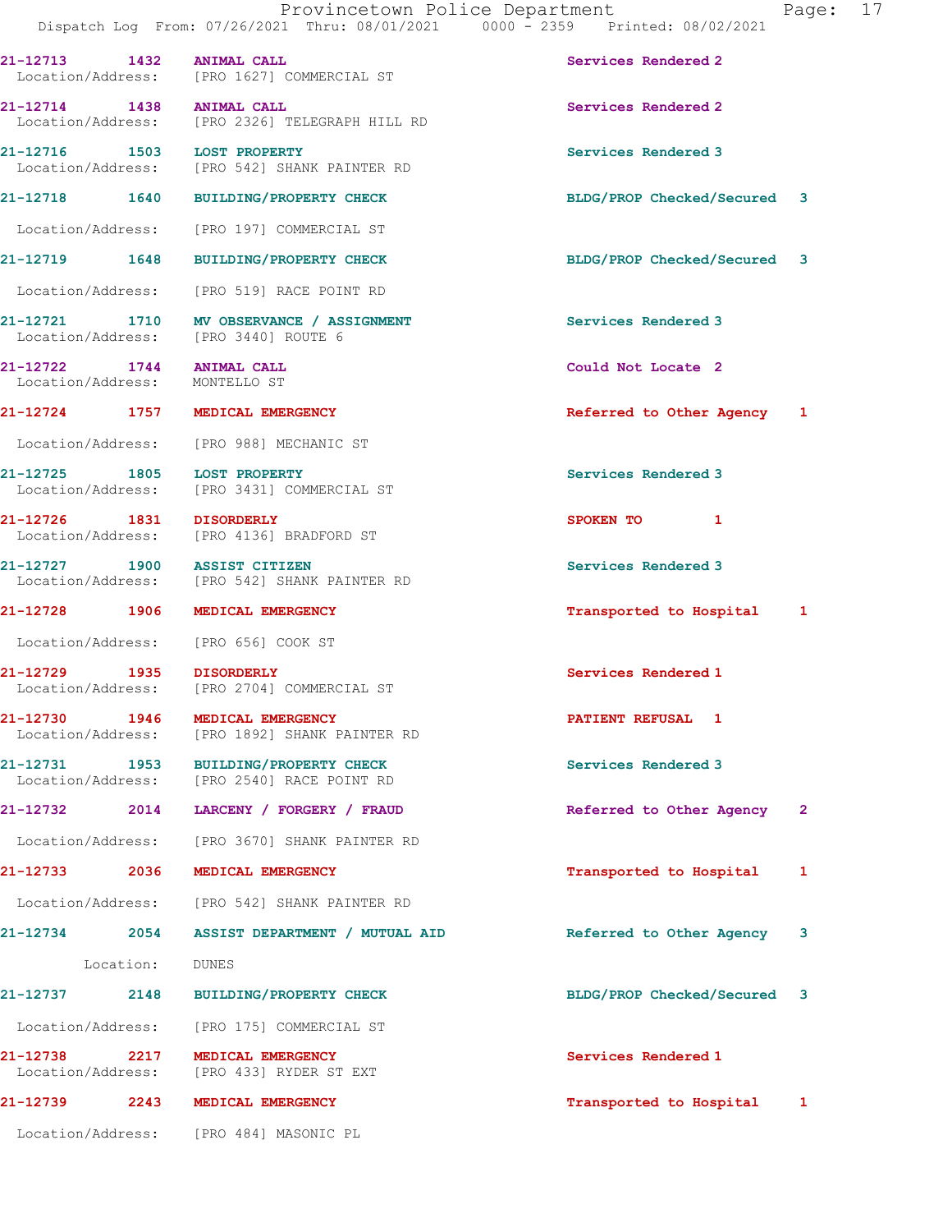21-12713 1432 ANIMAL CALL Services Rendered 2
Location/Address: [PRO 1627] COMMERCIAL ST

21-12714 1438 ANIMAL CALL Services Rendered 2
Location/Address: [PRO 2326] TELEGRAPH HILL RD

21-12716 1503 LOST PROPERTY Services Rendered 3
Location/Address: [PRO 542] SHANK PAINTER RD

21-12718 1640 BUILDING/PROPERTY CHECK BLDG/PROP Checked/Secured 3
Location/Address: [PRO 197] COMMERCIAL ST

21-12719 1648 BUILDING/PROPERTY CHECK BLDG/PROP Checked/Secured 3
Location/Address: [PRO 519] RACE POINT RD

21-12721 1710 MV OBSERVANCE / ASSIGNMENT Services Rendered 3
Location/Address: [PRO 3440] ROUTE 6

21-12722 1744 ANIMAL CALL Could Not Locate 2
Location/Address: MONTELLO ST

21-12724 1757 MEDICAL EMERGENCY Referred to Other Agency 1
Location/Address: [PRO 988] MECHANIC ST

21-12725 1805 LOST PROPERTY Services Rendered 3
Location/Address: [PRO 3431] COMMERCIAL ST

21-12726 1831 DISORDERLY SPOKEN TO 1
Location/Address: [PRO 4136] BRADFORD ST

21-12727 1900 ASSIST CITIZEN Services Rendered 3
Location/Address: [PRO 542] SHANK PAINTER RD

21-12728 1906 MEDICAL EMERGENCY Transported to Hospital 1
Location/Address: [PRO 656] COOK ST

21-12729 1935 DISORDERLY Services Rendered 1
Location/Address: [PRO 2704] COMMERCIAL ST

21-12730 1946 MEDICAL EMERGENCY PATIENT REFUSAL 1
Location/Address: [PRO 1892] SHANK PAINTER RD

21-12731 1953 BUILDING/PROPERTY CHECK Services Rendered 3
Location/Address: [PRO 2540] RACE POINT RD

21-12732 2014 LARCENY / FORGERY / FRAUD Referred to Other Agency 2
Location/Address: [PRO 3670] SHANK PAINTER RD

21-12733 2036 MEDICAL EMERGENCY Transported to Hospital 1
Location/Address: [PRO 542] SHANK PAINTER RD

21-12734 2054 ASSIST DEPARTMENT / MUTUAL AID Referred to Other Agency 3
Location: DUNES

21-12737 2148 BUILDING/PROPERTY CHECK BLDG/PROP Checked/Secured 3
Location/Address: [PRO 175] COMMERCIAL ST

21-12738 2217 MEDICAL EMERGENCY Services Rendered 1
Location/Address: [PRO 433] RYDER ST EXT

21-12739 2243 MEDICAL EMERGENCY Transported to Hospital 1
Location/Address: [PRO 484] MASONIC PL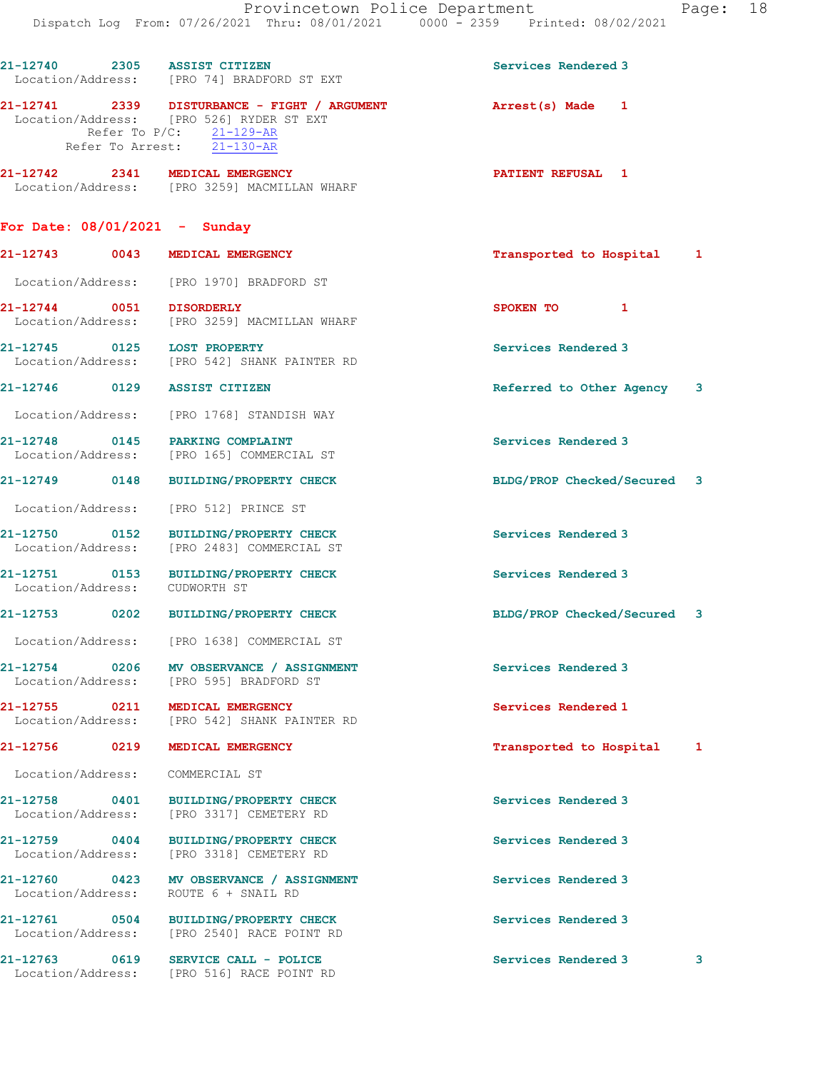21-12740 2305 ASSIST CITIZEN Services Rendered 3
Location/Address: [PRO 74] BRADFORD ST EXT

21-12741 2339 DISTURBANCE - FIGHT / ARGUMENT Arrest(s) Made 1
Location/Address: [PRO 526] RYDER ST EXT
Refer To P/C: 21-129-AR
Refer To Arrest: 21-130-AR

21-12742 2341 MEDICAL EMERGENCY PATIENT REFUSAL 1
Location/Address: [PRO 3259] MACMILLAN WHARF

## For Date: 08/01/2021 - Sunday

21-12743 0043 MEDICAL EMERGENCY Transported to Hospital 1
Location/Address: [PRO 1970] BRADFORD ST

21-12744 0051 DISORDERLY SPOKEN TO 1
Location/Address: [PRO 3259] MACMILLAN WHARF

21-12745 0125 LOST PROPERTY Services Rendered 3
Location/Address: [PRO 542] SHANK PAINTER RD

21-12746 0129 ASSIST CITIZEN Referred to Other Agency 3
Location/Address: [PRO 1768] STANDISH WAY

21-12748 0145 PARKING COMPLAINT Services Rendered 3
Location/Address: [PRO 165] COMMERCIAL ST

21-12749 0148 BUILDING/PROPERTY CHECK BLDG/PROP Checked/Secured 3
Location/Address: [PRO 512] PRINCE ST

21-12750 0152 BUILDING/PROPERTY CHECK Services Rendered 3
Location/Address: [PRO 2483] COMMERCIAL ST

21-12751 0153 BUILDING/PROPERTY CHECK Services Rendered 3
Location/Address: CUDWORTH ST

21-12753 0202 BUILDING/PROPERTY CHECK BLDG/PROP Checked/Secured 3
Location/Address: [PRO 1638] COMMERCIAL ST

21-12754 0206 MV OBSERVANCE / ASSIGNMENT Services Rendered 3
Location/Address: [PRO 595] BRADFORD ST

21-12755 0211 MEDICAL EMERGENCY Services Rendered 1
Location/Address: [PRO 542] SHANK PAINTER RD

21-12756 0219 MEDICAL EMERGENCY Transported to Hospital 1
Location/Address: COMMERCIAL ST

21-12758 0401 BUILDING/PROPERTY CHECK Services Rendered 3
Location/Address: [PRO 3317] CEMETERY RD

21-12759 0404 BUILDING/PROPERTY CHECK Services Rendered 3
Location/Address: [PRO 3318] CEMETERY RD

21-12760 0423 MV OBSERVANCE / ASSIGNMENT Services Rendered 3
Location/Address: ROUTE 6 + SNAIL RD

21-12761 0504 BUILDING/PROPERTY CHECK Services Rendered 3
Location/Address: [PRO 2540] RACE POINT RD

21-12763 0619 SERVICE CALL - POLICE Services Rendered 3 3
Location/Address: [PRO 516] RACE POINT RD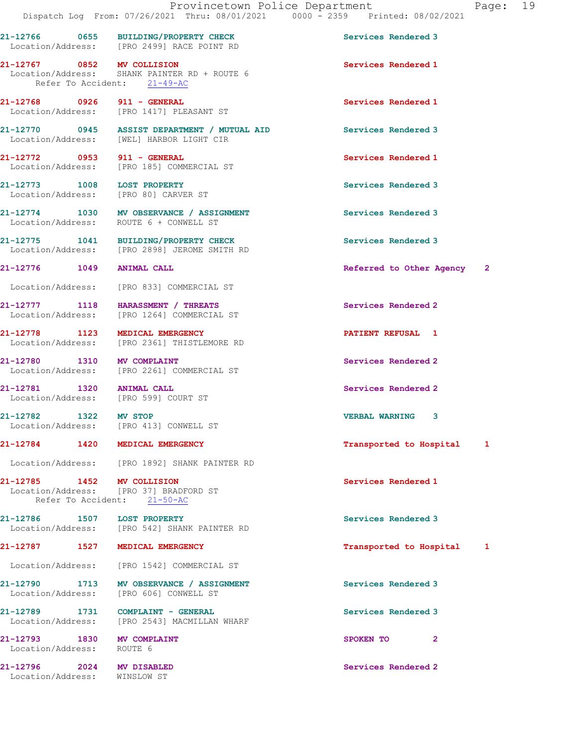21-12766 0655 BUILDING/PROPERTY CHECK Services Rendered 3
Location/Address: [PRO 2499] RACE POINT RD

21-12767 0852 MV COLLISION Services Rendered 1
Location/Address: SHANK PAINTER RD + ROUTE 6
Refer To Accident: 21-49-AC

21-12768 0926 911 - GENERAL Services Rendered 1
Location/Address: [PRO 1417] PLEASANT ST

21-12770 0945 ASSIST DEPARTMENT / MUTUAL AID Services Rendered 3
Location/Address: [WEL] HARBOR LIGHT CIR

21-12772 0953 911 - GENERAL Services Rendered 1
Location/Address: [PRO 185] COMMERCIAL ST

21-12773 1008 LOST PROPERTY Services Rendered 3
Location/Address: [PRO 80] CARVER ST

21-12774 1030 MV OBSERVANCE / ASSIGNMENT Services Rendered 3
Location/Address: ROUTE 6 + CONWELL ST

21-12775 1041 BUILDING/PROPERTY CHECK Services Rendered 3
Location/Address: [PRO 2898] JEROME SMITH RD

21-12776 1049 ANIMAL CALL Referred to Other Agency 2
Location/Address: [PRO 833] COMMERCIAL ST

21-12777 1118 HARASSMENT / THREATS Services Rendered 2
Location/Address: [PRO 1264] COMMERCIAL ST

21-12778 1123 MEDICAL EMERGENCY PATIENT REFUSAL 1
Location/Address: [PRO 2361] THISTLEMORE RD

21-12780 1310 MV COMPLAINT Services Rendered 2
Location/Address: [PRO 2261] COMMERCIAL ST

21-12781 1320 ANIMAL CALL Services Rendered 2
Location/Address: [PRO 599] COURT ST

21-12782 1322 MV STOP VERBAL WARNING 3
Location/Address: [PRO 413] CONWELL ST

21-12784 1420 MEDICAL EMERGENCY Transported to Hospital 1
Location/Address: [PRO 1892] SHANK PAINTER RD

21-12785 1452 MV COLLISION Services Rendered 1
Location/Address: [PRO 37] BRADFORD ST
Refer To Accident: 21-50-AC

21-12786 1507 LOST PROPERTY Services Rendered 3
Location/Address: [PRO 542] SHANK PAINTER RD

21-12787 1527 MEDICAL EMERGENCY Transported to Hospital 1
Location/Address: [PRO 1542] COMMERCIAL ST

21-12790 1713 MV OBSERVANCE / ASSIGNMENT Services Rendered 3
Location/Address: [PRO 606] CONWELL ST

21-12789 1731 COMPLAINT - GENERAL Services Rendered 3
Location/Address: [PRO 2543] MACMILLAN WHARF

21-12793 1830 MV COMPLAINT SPOKEN TO 2
Location/Address: ROUTE 6

21-12796 2024 MV DISABLED Services Rendered 2
Location/Address: WINSLOW ST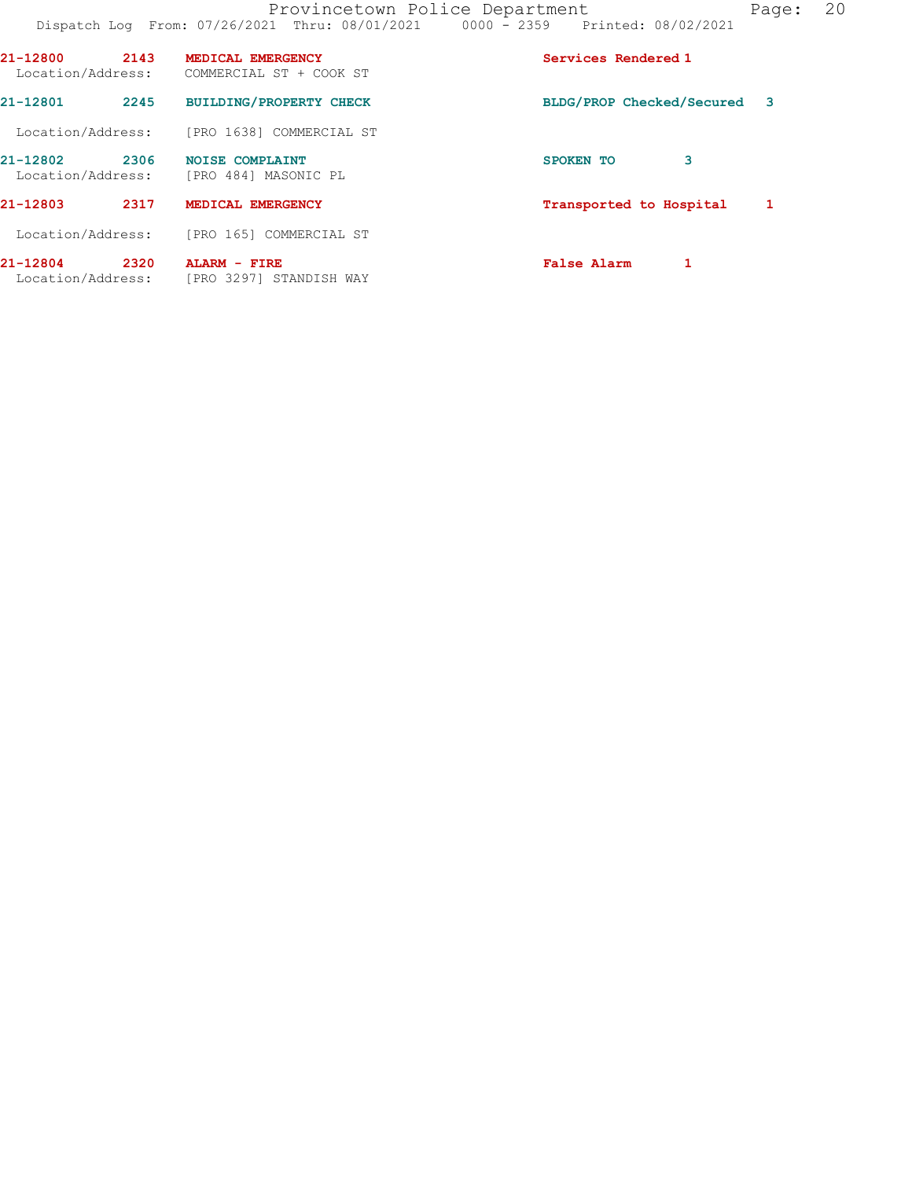21-12800 2143 **MEDICAL EMERGENCY** Services Rendered 1
Location/Address: COMMERCIAL ST + COOK ST

21-12801 2245 **BUILDING/PROPERTY CHECK** BLDG/PROP Checked/Secured 3
Location/Address: [PRO 1638] COMMERCIAL ST

21-12802 2306 **NOISE COMPLAINT** SPOKEN TO 3
Location/Address: [PRO 484] MASONIC PL

21-12803 2317 **MEDICAL EMERGENCY** Transported to Hospital 1
Location/Address: [PRO 165] COMMERCIAL ST

21-12804 2320 **ALARM - FIRE** False Alarm 1
Location/Address: [PRO 3297] STANDISH WAY